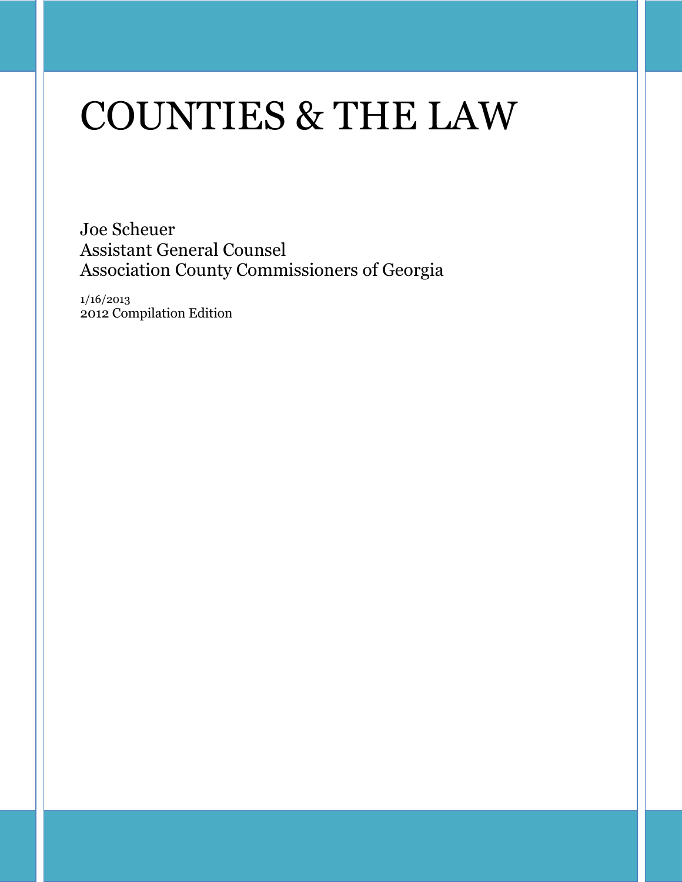# COUNTIES & THE LAW

Joe Scheuer
Assistant General Counsel
Association County Commissioners of Georgia

1/16/2013
2012 Compilation Edition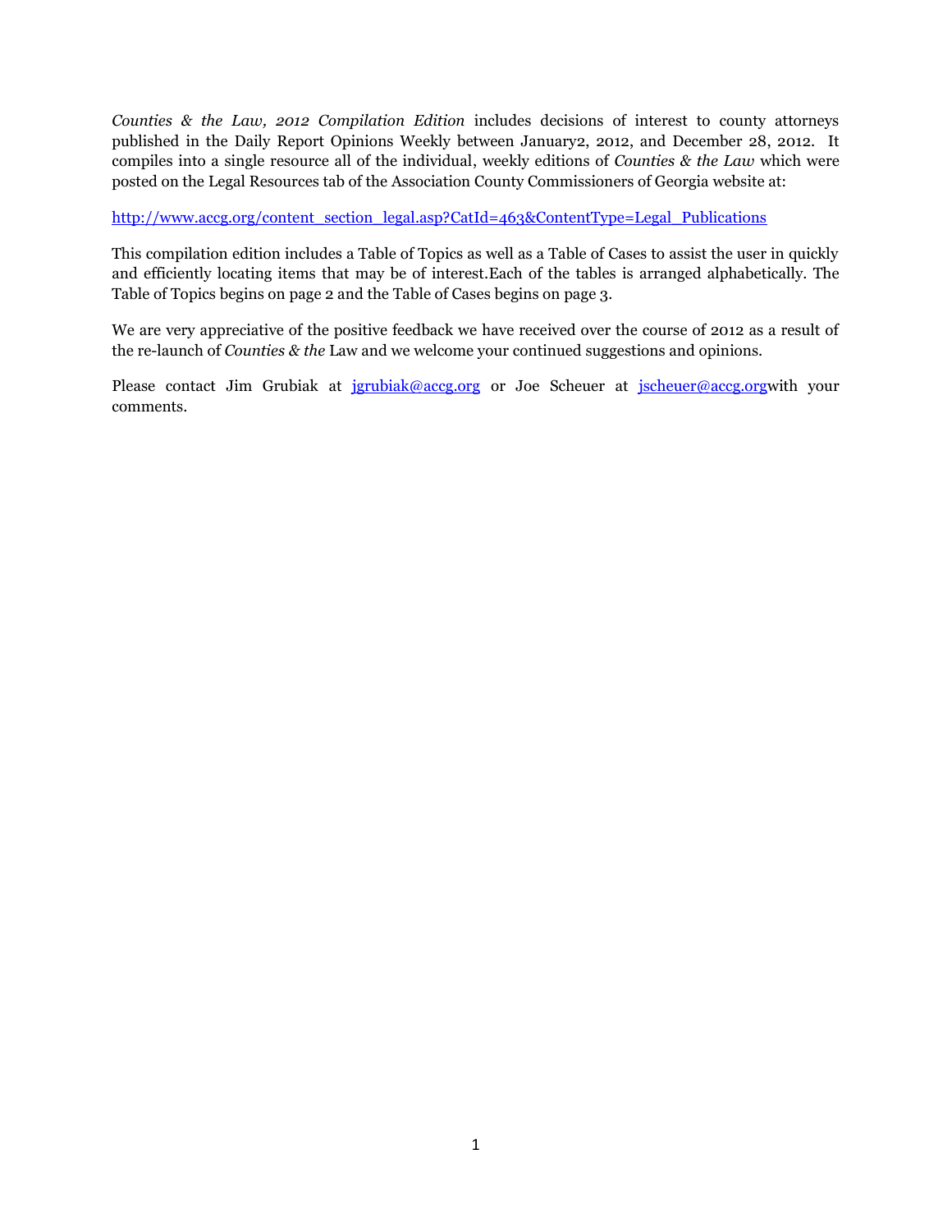*Counties & the Law, 2012 Compilation Edition* includes decisions of interest to county attorneys published in the Daily Report Opinions Weekly between January2, 2012, and December 28, 2012. It compiles into a single resource all of the individual, weekly editions of *Counties & the Law* which were posted on the Legal Resources tab of the Association County Commissioners of Georgia website at:

http://www.accg.org/content_section_legal.asp?CatId=463&ContentType=Legal_Publications

This compilation edition includes a Table of Topics as well as a Table of Cases to assist the user in quickly and efficiently locating items that may be of interest.Each of the tables is arranged alphabetically. The Table of Topics begins on page 2 and the Table of Cases begins on page 3.

We are very appreciative of the positive feedback we have received over the course of 2012 as a result of the re-launch of *Counties & the* Law and we welcome your continued suggestions and opinions.

Please contact Jim Grubiak at jgrubiak@accg.org or Joe Scheuer at jscheuer@accg.orgwith your comments.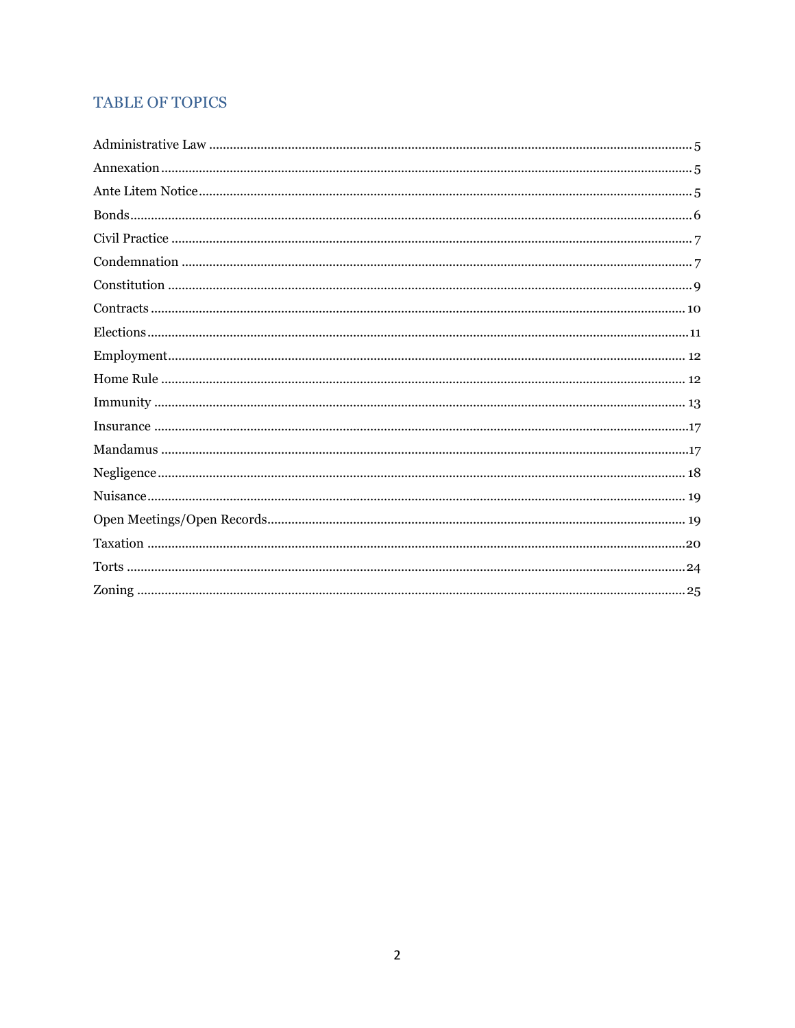## TABLE OF TOPICS

| Topic | Page |
|---|---|
| Administrative Law | 5 |
| Annexation | 5 |
| Ante Litem Notice | 5 |
| Bonds | 6 |
| Civil Practice | 7 |
| Condemnation | 7 |
| Constitution | 9 |
| Contracts | 10 |
| Elections | 11 |
| Employment | 12 |
| Home Rule | 12 |
| Immunity | 13 |
| Insurance | 17 |
| Mandamus | 17 |
| Negligence | 18 |
| Nuisance | 19 |
| Open Meetings/Open Records | 19 |
| Taxation | 20 |
| Torts | 24 |
| Zoning | 25 |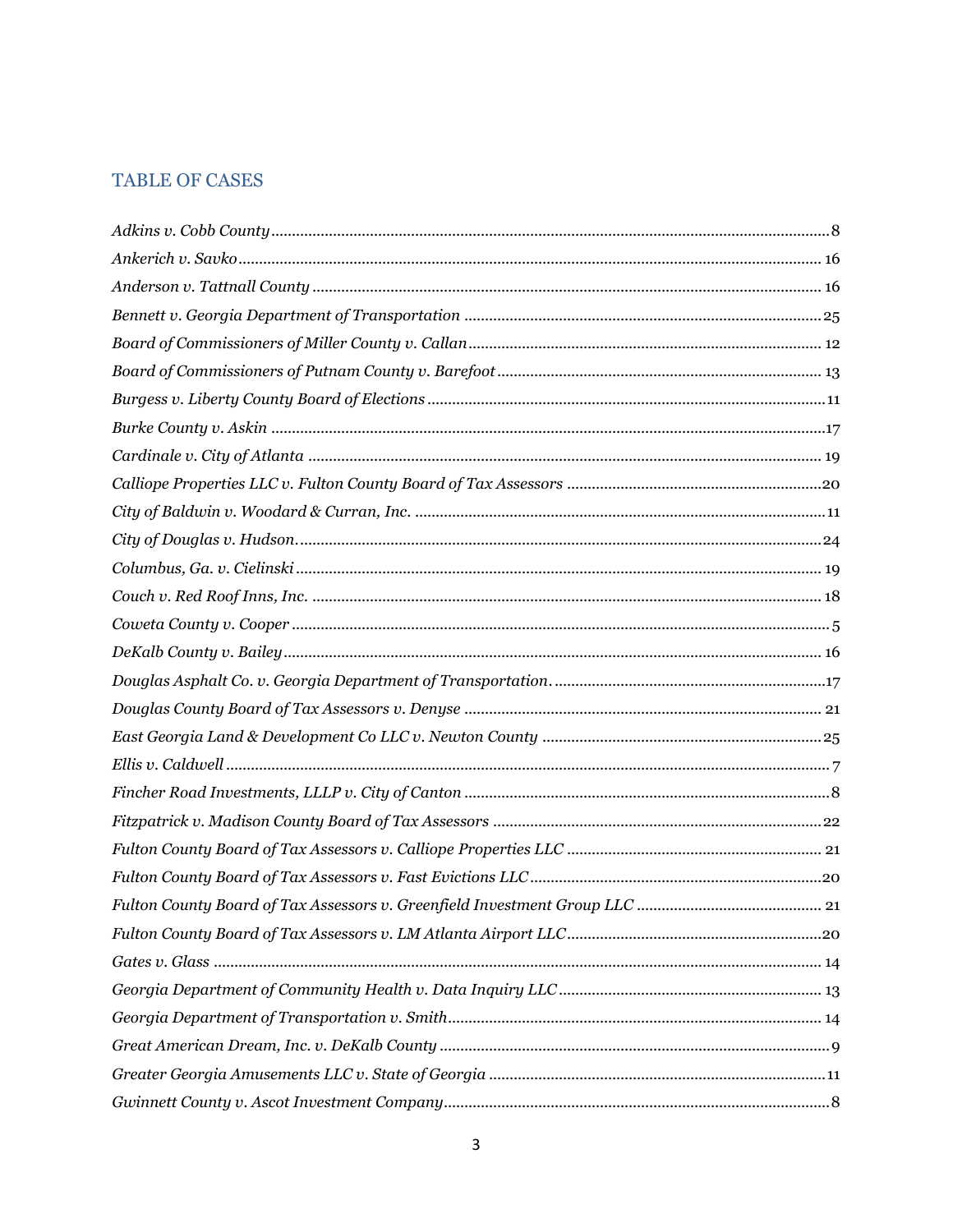## TABLE OF CASES

*Adkins v. Cobb County* ........ 8

*Ankerich v. Savko* ........ 16

*Anderson v. Tattnall County* ........ 16

*Bennett v. Georgia Department of Transportation* ........ 25

*Board of Commissioners of Miller County v. Callan* ........ 12

*Board of Commissioners of Putnam County v. Barefoot* ........ 13

*Burgess v. Liberty County Board of Elections* ........ 11

*Burke County v. Askin* ........ 17

*Cardinale v. City of Atlanta* ........ 19

*Calliope Properties LLC v. Fulton County Board of Tax Assessors* ........ 20

*City of Baldwin v. Woodard & Curran, Inc.* ........ 11

*City of Douglas v. Hudson*. ........ 24

*Columbus, Ga. v. Cielinski* ........ 19

*Couch v. Red Roof Inns, Inc.* ........ 18

*Coweta County v. Cooper* ........ 5

*DeKalb County v. Bailey* ........ 16

*Douglas Asphalt Co. v. Georgia Department of Transportation*. ........ 17

*Douglas County Board of Tax Assessors v. Denyse* ........ 21

*East Georgia Land & Development Co LLC v. Newton County* ........ 25

*Ellis v. Caldwell* ........ 7

*Fincher Road Investments, LLLP v. City of Canton* ........ 8

*Fitzpatrick v. Madison County Board of Tax Assessors* ........ 22

*Fulton County Board of Tax Assessors v. Calliope Properties LLC* ........ 21

*Fulton County Board of Tax Assessors v. Fast Evictions LLC* ........ 20

*Fulton County Board of Tax Assessors v. Greenfield Investment Group LLC* ........ 21

*Fulton County Board of Tax Assessors v. LM Atlanta Airport LLC* ........ 20

*Gates v. Glass* ........ 14

*Georgia Department of Community Health v. Data Inquiry LLC* ........ 13

*Georgia Department of Transportation v. Smith* ........ 14

*Great American Dream, Inc. v. DeKalb County* ........ 9

*Greater Georgia Amusements LLC v. State of Georgia* ........ 11

*Gwinnett County v. Ascot Investment Company* ........ 8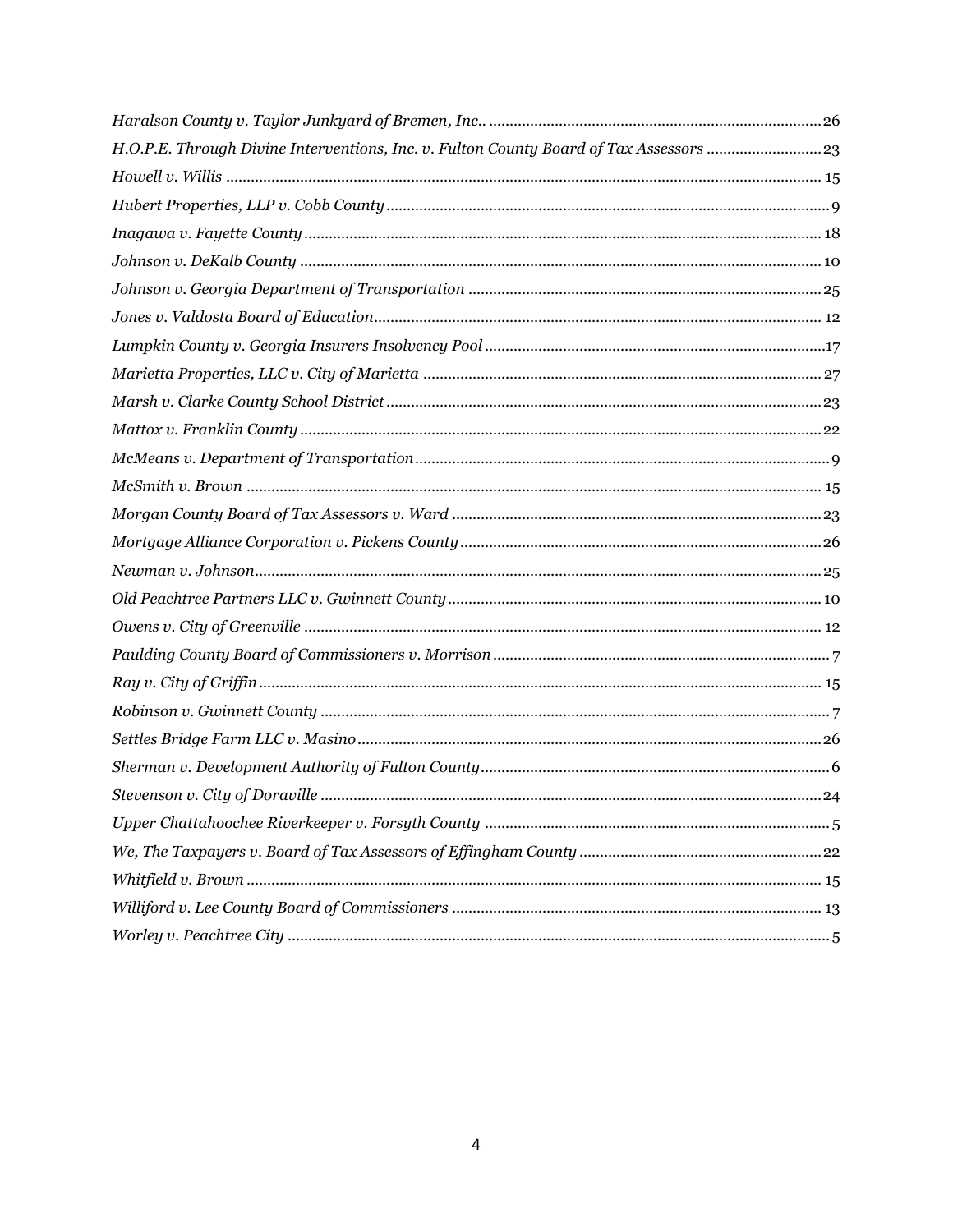*Haralson County v. Taylor Junkyard of Bremen, Inc.*.................................................................................26
*H.O.P.E. Through Divine Interventions, Inc. v. Fulton County Board of Tax Assessors* ............................23
*Howell v. Willis* ..............................................................................................................................15
*Hubert Properties, LLP v. Cobb County* ...........................................................................................9
*Inagawa v. Fayette County* ..............................................................................................................18
*Johnson v. DeKalb County* ..............................................................................................................10
*Johnson v. Georgia Department of Transportation* ...........................................................................25
*Jones v. Valdosta Board of Education*...............................................................................................12
*Lumpkin County v. Georgia Insurers Insolvency Pool* ........................................................................17
*Marietta Properties, LLC v. City of Marietta* ....................................................................................27
*Marsh v. Clarke County School District* ............................................................................................23
*Mattox v. Franklin County* ................................................................................................................22
*McMeans v. Department of Transportation*.........................................................................................9
*McSmith v. Brown* ...........................................................................................................................15
*Morgan County Board of Tax Assessors v. Ward* ...............................................................................23
*Mortgage Alliance Corporation v. Pickens County* .............................................................................26
*Newman v. Johnson*..........................................................................................................................25
*Old Peachtree Partners LLC v. Gwinnett County* ...............................................................................10
*Owens v. City of Greenville* ..............................................................................................................12
*Paulding County Board of Commissioners v. Morrison* ........................................................................7
*Ray v. City of Griffin*.........................................................................................................................15
*Robinson v. Gwinnett County* .............................................................................................................7
*Settles Bridge Farm LLC v. Masino* ...................................................................................................26
*Sherman v. Development Authority of Fulton County* ...........................................................................6
*Stevenson v. City of Doraville* ..........................................................................................................24
*Upper Chattahoochee Riverkeeper v. Forsyth County* ..........................................................................5
*We, The Taxpayers v. Board of Tax Assessors of Effingham County* ...................................................22
*Whitfield v. Brown* ...........................................................................................................................15
*Williford v. Lee County Board of Commissioners* ...............................................................................13
*Worley v. Peachtree City* ....................................................................................................................5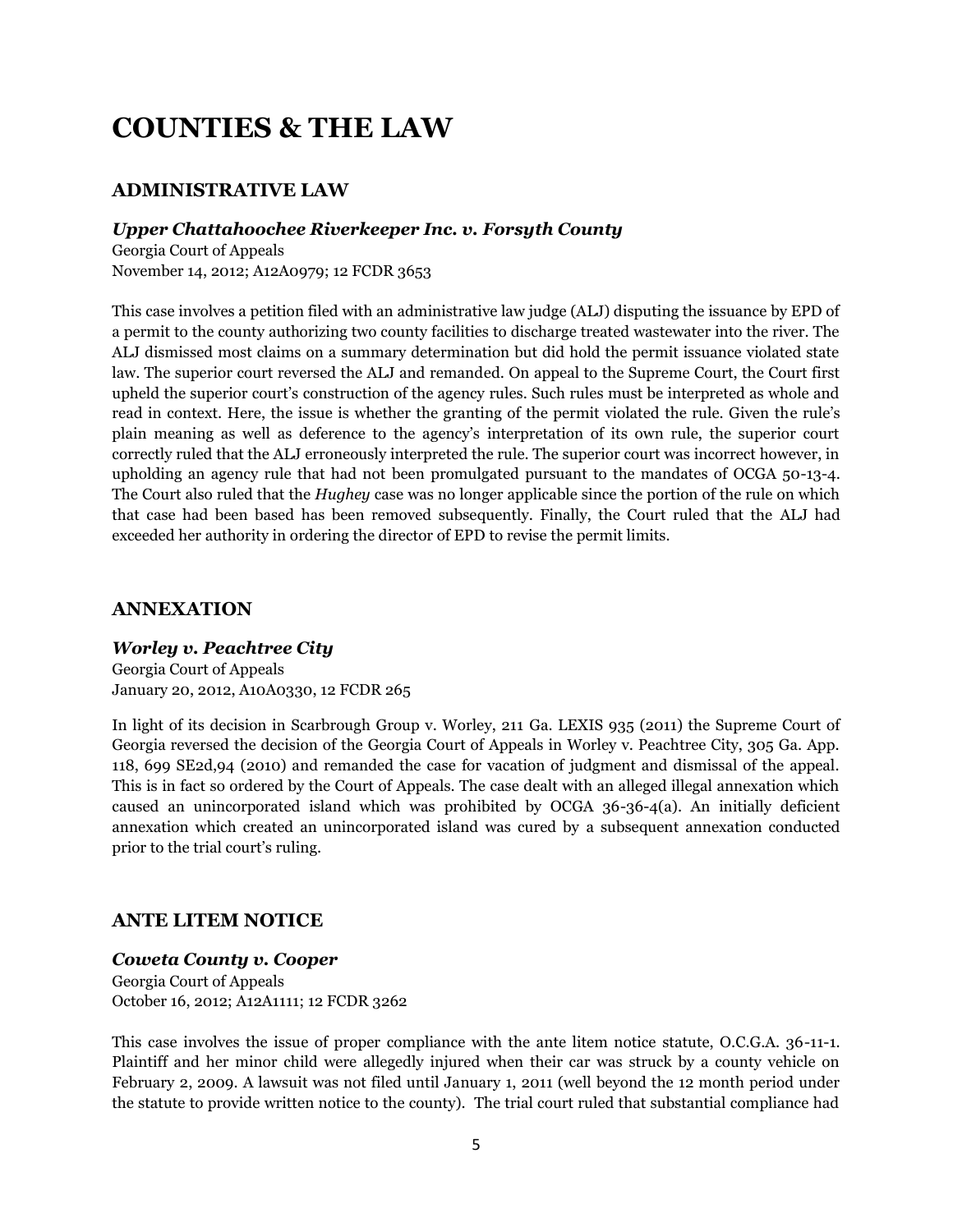# COUNTIES & THE LAW

## ADMINISTRATIVE LAW

### *Upper Chattahoochee Riverkeeper Inc. v. Forsyth County*

Georgia Court of Appeals
November 14, 2012; A12A0979; 12 FCDR 3653

This case involves a petition filed with an administrative law judge (ALJ) disputing the issuance by EPD of a permit to the county authorizing two county facilities to discharge treated wastewater into the river. The ALJ dismissed most claims on a summary determination but did hold the permit issuance violated state law. The superior court reversed the ALJ and remanded. On appeal to the Supreme Court, the Court first upheld the superior court's construction of the agency rules. Such rules must be interpreted as whole and read in context. Here, the issue is whether the granting of the permit violated the rule. Given the rule's plain meaning as well as deference to the agency's interpretation of its own rule, the superior court correctly ruled that the ALJ erroneously interpreted the rule. The superior court was incorrect however, in upholding an agency rule that had not been promulgated pursuant to the mandates of OCGA 50-13-4. The Court also ruled that the *Hughey* case was no longer applicable since the portion of the rule on which that case had been based has been removed subsequently. Finally, the Court ruled that the ALJ had exceeded her authority in ordering the director of EPD to revise the permit limits.

## ANNEXATION

### *Worley v. Peachtree City*

Georgia Court of Appeals
January 20, 2012, A10A0330, 12 FCDR 265

In light of its decision in Scarbrough Group v. Worley, 211 Ga. LEXIS 935 (2011) the Supreme Court of Georgia reversed the decision of the Georgia Court of Appeals in Worley v. Peachtree City, 305 Ga. App. 118, 699 SE2d,94 (2010) and remanded the case for vacation of judgment and dismissal of the appeal. This is in fact so ordered by the Court of Appeals. The case dealt with an alleged illegal annexation which caused an unincorporated island which was prohibited by OCGA 36-36-4(a). An initially deficient annexation which created an unincorporated island was cured by a subsequent annexation conducted prior to the trial court's ruling.

## ANTE LITEM NOTICE

### *Coweta County v. Cooper*

Georgia Court of Appeals
October 16, 2012; A12A1111; 12 FCDR 3262

This case involves the issue of proper compliance with the ante litem notice statute, O.C.G.A. 36-11-1. Plaintiff and her minor child were allegedly injured when their car was struck by a county vehicle on February 2, 2009. A lawsuit was not filed until January 1, 2011 (well beyond the 12 month period under the statute to provide written notice to the county). The trial court ruled that substantial compliance had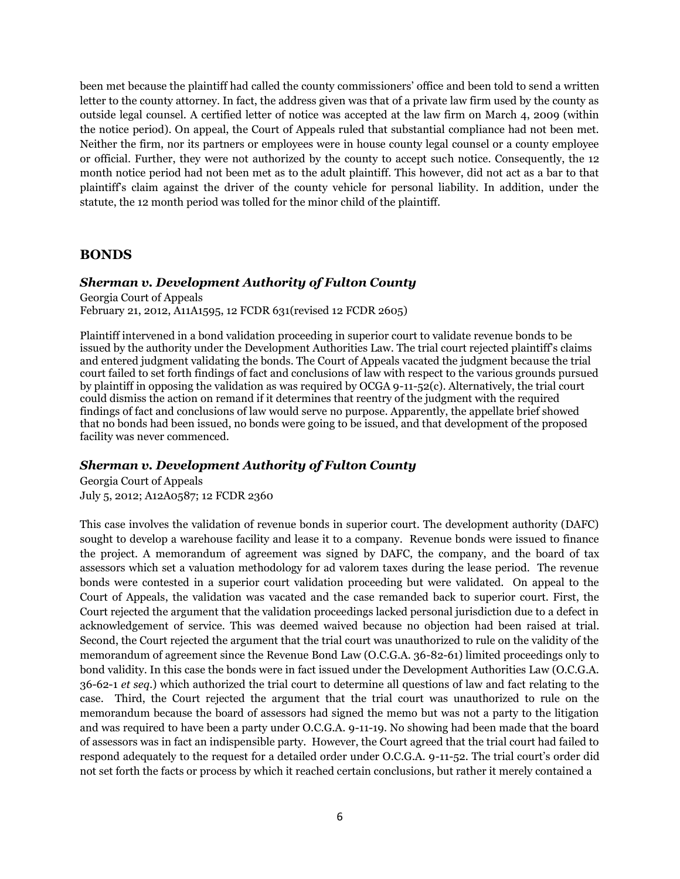been met because the plaintiff had called the county commissioners' office and been told to send a written letter to the county attorney. In fact, the address given was that of a private law firm used by the county as outside legal counsel. A certified letter of notice was accepted at the law firm on March 4, 2009 (within the notice period). On appeal, the Court of Appeals ruled that substantial compliance had not been met. Neither the firm, nor its partners or employees were in house county legal counsel or a county employee or official. Further, they were not authorized by the county to accept such notice. Consequently, the 12 month notice period had not been met as to the adult plaintiff. This however, did not act as a bar to that plaintiff's claim against the driver of the county vehicle for personal liability. In addition, under the statute, the 12 month period was tolled for the minor child of the plaintiff.

## BONDS

### *Sherman v. Development Authority of Fulton County*

Georgia Court of Appeals
February 21, 2012, A11A1595, 12 FCDR 631(revised 12 FCDR 2605)

Plaintiff intervened in a bond validation proceeding in superior court to validate revenue bonds to be issued by the authority under the Development Authorities Law. The trial court rejected plaintiff's claims and entered judgment validating the bonds. The Court of Appeals vacated the judgment because the trial court failed to set forth findings of fact and conclusions of law with respect to the various grounds pursued by plaintiff in opposing the validation as was required by OCGA 9-11-52(c). Alternatively, the trial court could dismiss the action on remand if it determines that reentry of the judgment with the required findings of fact and conclusions of law would serve no purpose. Apparently, the appellate brief showed that no bonds had been issued, no bonds were going to be issued, and that development of the proposed facility was never commenced.

### *Sherman v. Development Authority of Fulton County*

Georgia Court of Appeals
July 5, 2012; A12A0587; 12 FCDR 2360

This case involves the validation of revenue bonds in superior court. The development authority (DAFC) sought to develop a warehouse facility and lease it to a company. Revenue bonds were issued to finance the project. A memorandum of agreement was signed by DAFC, the company, and the board of tax assessors which set a valuation methodology for ad valorem taxes during the lease period. The revenue bonds were contested in a superior court validation proceeding but were validated. On appeal to the Court of Appeals, the validation was vacated and the case remanded back to superior court. First, the Court rejected the argument that the validation proceedings lacked personal jurisdiction due to a defect in acknowledgement of service. This was deemed waived because no objection had been raised at trial. Second, the Court rejected the argument that the trial court was unauthorized to rule on the validity of the memorandum of agreement since the Revenue Bond Law (O.C.G.A. 36-82-61) limited proceedings only to bond validity. In this case the bonds were in fact issued under the Development Authorities Law (O.C.G.A. 36-62-1 *et seq.*) which authorized the trial court to determine all questions of law and fact relating to the case. Third, the Court rejected the argument that the trial court was unauthorized to rule on the memorandum because the board of assessors had signed the memo but was not a party to the litigation and was required to have been a party under O.C.G.A. 9-11-19. No showing had been made that the board of assessors was in fact an indispensible party. However, the Court agreed that the trial court had failed to respond adequately to the request for a detailed order under O.C.G.A. 9-11-52. The trial court's order did not set forth the facts or process by which it reached certain conclusions, but rather it merely contained a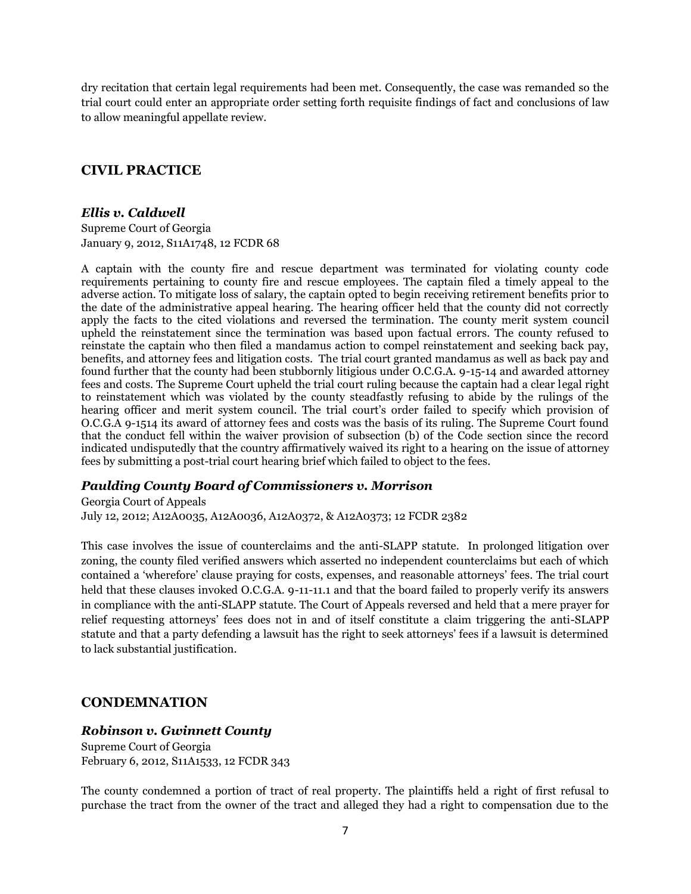dry recitation that certain legal requirements had been met. Consequently, the case was remanded so the trial court could enter an appropriate order setting forth requisite findings of fact and conclusions of law to allow meaningful appellate review.

## CIVIL PRACTICE

### *Ellis v. Caldwell*

Supreme Court of Georgia
January 9, 2012, S11A1748, 12 FCDR 68

A captain with the county fire and rescue department was terminated for violating county code requirements pertaining to county fire and rescue employees. The captain filed a timely appeal to the adverse action. To mitigate loss of salary, the captain opted to begin receiving retirement benefits prior to the date of the administrative appeal hearing. The hearing officer held that the county did not correctly apply the facts to the cited violations and reversed the termination. The county merit system council upheld the reinstatement since the termination was based upon factual errors. The county refused to reinstate the captain who then filed a mandamus action to compel reinstatement and seeking back pay, benefits, and attorney fees and litigation costs. The trial court granted mandamus as well as back pay and found further that the county had been stubbornly litigious under O.C.G.A. 9-15-14 and awarded attorney fees and costs. The Supreme Court upheld the trial court ruling because the captain had a clear legal right to reinstatement which was violated by the county steadfastly refusing to abide by the rulings of the hearing officer and merit system council. The trial court's order failed to specify which provision of O.C.G.A 9-1514 its award of attorney fees and costs was the basis of its ruling. The Supreme Court found that the conduct fell within the waiver provision of subsection (b) of the Code section since the record indicated undisputedly that the country affirmatively waived its right to a hearing on the issue of attorney fees by submitting a post-trial court hearing brief which failed to object to the fees.

### *Paulding County Board of Commissioners v. Morrison*

Georgia Court of Appeals
July 12, 2012; A12A0035, A12A0036, A12A0372, & A12A0373; 12 FCDR 2382

This case involves the issue of counterclaims and the anti-SLAPP statute. In prolonged litigation over zoning, the county filed verified answers which asserted no independent counterclaims but each of which contained a 'wherefore' clause praying for costs, expenses, and reasonable attorneys' fees. The trial court held that these clauses invoked O.C.G.A. 9-11-11.1 and that the board failed to properly verify its answers in compliance with the anti-SLAPP statute. The Court of Appeals reversed and held that a mere prayer for relief requesting attorneys' fees does not in and of itself constitute a claim triggering the anti-SLAPP statute and that a party defending a lawsuit has the right to seek attorneys' fees if a lawsuit is determined to lack substantial justification.

## CONDEMNATION

### *Robinson v. Gwinnett County*

Supreme Court of Georgia
February 6, 2012, S11A1533, 12 FCDR 343

The county condemned a portion of tract of real property. The plaintiffs held a right of first refusal to purchase the tract from the owner of the tract and alleged they had a right to compensation due to the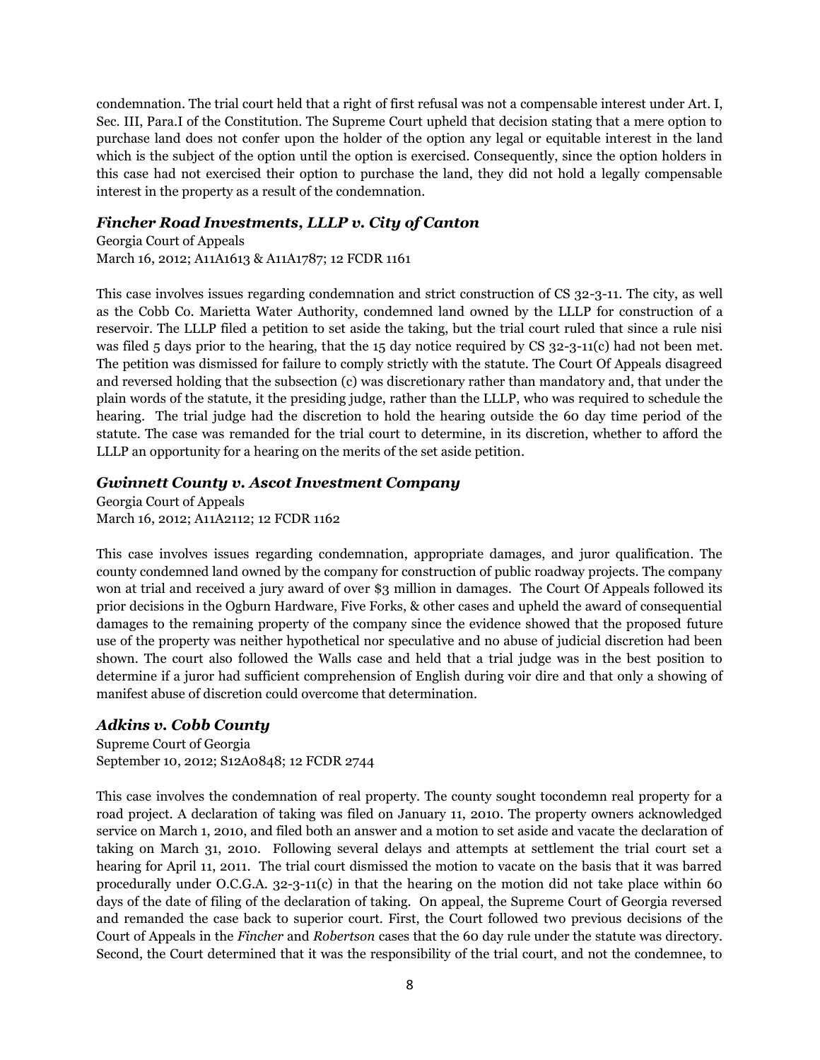condemnation. The trial court held that a right of first refusal was not a compensable interest under Art. I, Sec. III, Para.I of the Constitution. The Supreme Court upheld that decision stating that a mere option to purchase land does not confer upon the holder of the option any legal or equitable interest in the land which is the subject of the option until the option is exercised. Consequently, since the option holders in this case had not exercised their option to purchase the land, they did not hold a legally compensable interest in the property as a result of the condemnation.

### *Fincher Road Investments, LLLP v. City of Canton*

Georgia Court of Appeals
March 16, 2012; A11A1613 & A11A1787; 12 FCDR 1161

This case involves issues regarding condemnation and strict construction of CS 32-3-11. The city, as well as the Cobb Co. Marietta Water Authority, condemned land owned by the LLLP for construction of a reservoir. The LLLP filed a petition to set aside the taking, but the trial court ruled that since a rule nisi was filed 5 days prior to the hearing, that the 15 day notice required by CS 32-3-11(c) had not been met. The petition was dismissed for failure to comply strictly with the statute. The Court Of Appeals disagreed and reversed holding that the subsection (c) was discretionary rather than mandatory and, that under the plain words of the statute, it the presiding judge, rather than the LLLP, who was required to schedule the hearing. The trial judge had the discretion to hold the hearing outside the 60 day time period of the statute. The case was remanded for the trial court to determine, in its discretion, whether to afford the LLLP an opportunity for a hearing on the merits of the set aside petition.

### *Gwinnett County v. Ascot Investment Company*

Georgia Court of Appeals
March 16, 2012; A11A2112; 12 FCDR 1162

This case involves issues regarding condemnation, appropriate damages, and juror qualification. The county condemned land owned by the company for construction of public roadway projects. The company won at trial and received a jury award of over $3 million in damages. The Court Of Appeals followed its prior decisions in the Ogburn Hardware, Five Forks, & other cases and upheld the award of consequential damages to the remaining property of the company since the evidence showed that the proposed future use of the property was neither hypothetical nor speculative and no abuse of judicial discretion had been shown. The court also followed the Walls case and held that a trial judge was in the best position to determine if a juror had sufficient comprehension of English during voir dire and that only a showing of manifest abuse of discretion could overcome that determination.

### *Adkins v. Cobb County*

Supreme Court of Georgia
September 10, 2012; S12A0848; 12 FCDR 2744

This case involves the condemnation of real property. The county sought tocondemn real property for a road project. A declaration of taking was filed on January 11, 2010. The property owners acknowledged service on March 1, 2010, and filed both an answer and a motion to set aside and vacate the declaration of taking on March 31, 2010. Following several delays and attempts at settlement the trial court set a hearing for April 11, 2011. The trial court dismissed the motion to vacate on the basis that it was barred procedurally under O.C.G.A. 32-3-11(c) in that the hearing on the motion did not take place within 60 days of the date of filing of the declaration of taking. On appeal, the Supreme Court of Georgia reversed and remanded the case back to superior court. First, the Court followed two previous decisions of the Court of Appeals in the *Fincher* and *Robertson* cases that the 60 day rule under the statute was directory. Second, the Court determined that it was the responsibility of the trial court, and not the condemnee, to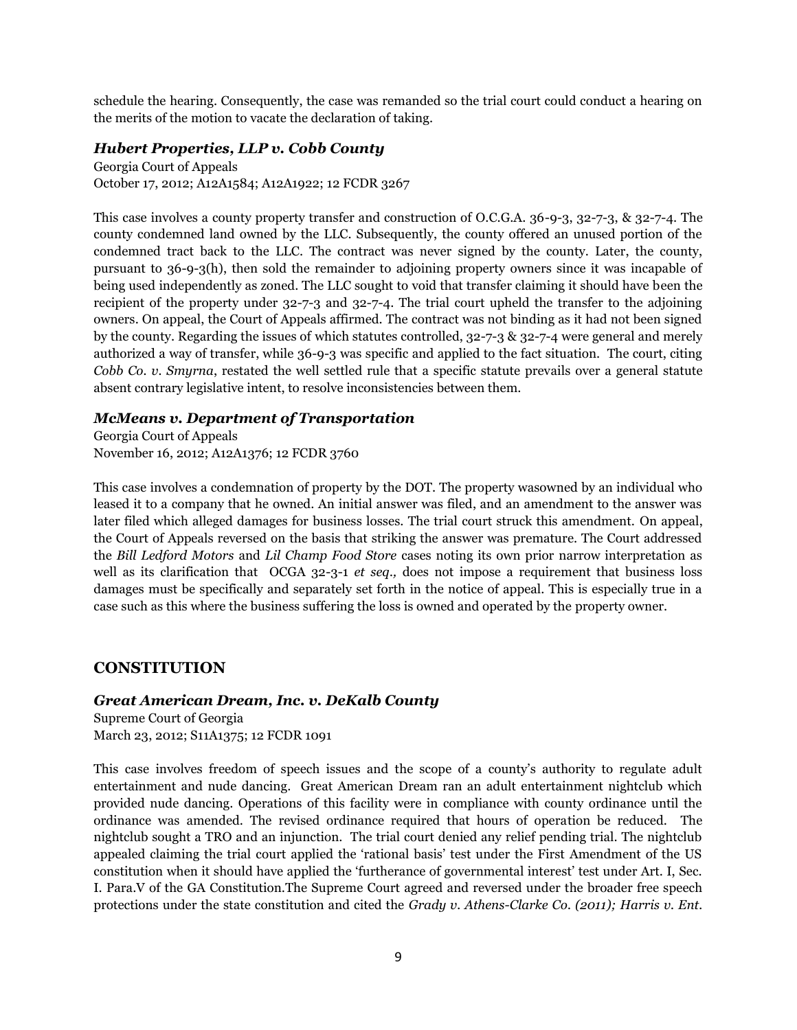schedule the hearing. Consequently, the case was remanded so the trial court could conduct a hearing on the merits of the motion to vacate the declaration of taking.

### *Hubert Properties, LLP v. Cobb County*

Georgia Court of Appeals
October 17, 2012; A12A1584; A12A1922; 12 FCDR 3267

This case involves a county property transfer and construction of O.C.G.A. 36-9-3, 32-7-3, & 32-7-4. The county condemned land owned by the LLC. Subsequently, the county offered an unused portion of the condemned tract back to the LLC. The contract was never signed by the county. Later, the county, pursuant to 36-9-3(h), then sold the remainder to adjoining property owners since it was incapable of being used independently as zoned. The LLC sought to void that transfer claiming it should have been the recipient of the property under 32-7-3 and 32-7-4. The trial court upheld the transfer to the adjoining owners. On appeal, the Court of Appeals affirmed. The contract was not binding as it had not been signed by the county. Regarding the issues of which statutes controlled, 32-7-3 & 32-7-4 were general and merely authorized a way of transfer, while 36-9-3 was specific and applied to the fact situation. The court, citing *Cobb Co. v. Smyrna*, restated the well settled rule that a specific statute prevails over a general statute absent contrary legislative intent, to resolve inconsistencies between them.

### *McMeans v. Department of Transportation*

Georgia Court of Appeals
November 16, 2012; A12A1376; 12 FCDR 3760

This case involves a condemnation of property by the DOT. The property wasowned by an individual who leased it to a company that he owned. An initial answer was filed, and an amendment to the answer was later filed which alleged damages for business losses. The trial court struck this amendment. On appeal, the Court of Appeals reversed on the basis that striking the answer was premature. The Court addressed the *Bill Ledford Motors* and *Lil Champ Food Store* cases noting its own prior narrow interpretation as well as its clarification that OCGA 32-3-1 *et seq.,* does not impose a requirement that business loss damages must be specifically and separately set forth in the notice of appeal. This is especially true in a case such as this where the business suffering the loss is owned and operated by the property owner.

## CONSTITUTION

### *Great American Dream, Inc. v. DeKalb County*

Supreme Court of Georgia
March 23, 2012; S11A1375; 12 FCDR 1091

This case involves freedom of speech issues and the scope of a county's authority to regulate adult entertainment and nude dancing. Great American Dream ran an adult entertainment nightclub which provided nude dancing. Operations of this facility were in compliance with county ordinance until the ordinance was amended. The revised ordinance required that hours of operation be reduced. The nightclub sought a TRO and an injunction. The trial court denied any relief pending trial. The nightclub appealed claiming the trial court applied the 'rational basis' test under the First Amendment of the US constitution when it should have applied the 'furtherance of governmental interest' test under Art. I, Sec. I. Para.V of the GA Constitution.The Supreme Court agreed and reversed under the broader free speech protections under the state constitution and cited the *Grady v. Athens-Clarke Co. (2011); Harris v. Ent.*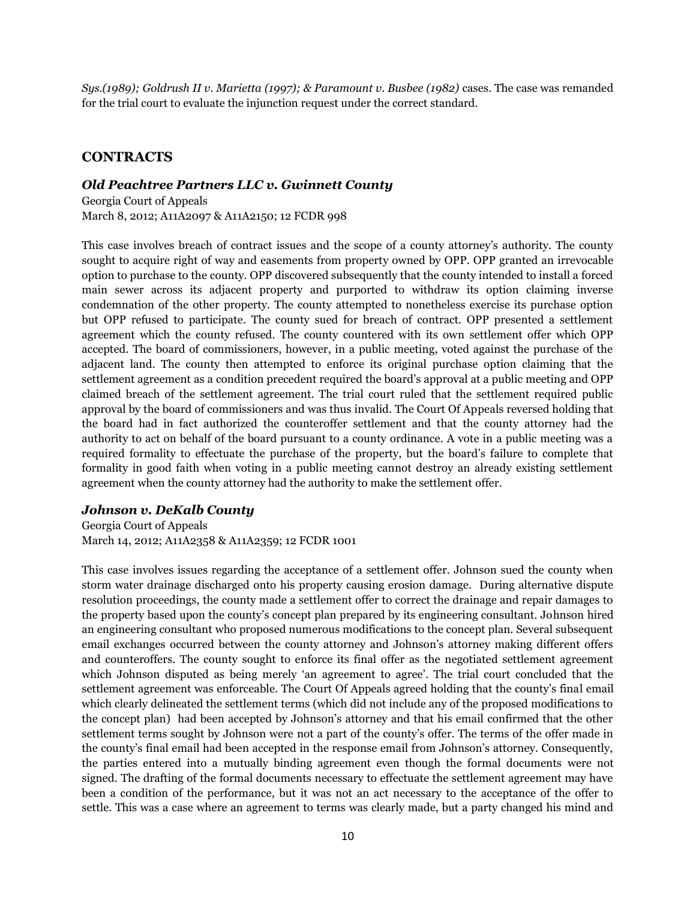*Sys.(1989); Goldrush II v. Marietta (1997); & Paramount v. Busbee (1982)* cases. The case was remanded for the trial court to evaluate the injunction request under the correct standard.

## CONTRACTS

### *Old Peachtree Partners LLC v. Gwinnett County*

Georgia Court of Appeals
March 8, 2012; A11A2097 & A11A2150; 12 FCDR 998

This case involves breach of contract issues and the scope of a county attorney's authority. The county sought to acquire right of way and easements from property owned by OPP. OPP granted an irrevocable option to purchase to the county. OPP discovered subsequently that the county intended to install a forced main sewer across its adjacent property and purported to withdraw its option claiming inverse condemnation of the other property. The county attempted to nonetheless exercise its purchase option but OPP refused to participate. The county sued for breach of contract. OPP presented a settlement agreement which the county refused. The county countered with its own settlement offer which OPP accepted. The board of commissioners, however, in a public meeting, voted against the purchase of the adjacent land. The county then attempted to enforce its original purchase option claiming that the settlement agreement as a condition precedent required the board's approval at a public meeting and OPP claimed breach of the settlement agreement. The trial court ruled that the settlement required public approval by the board of commissioners and was thus invalid. The Court Of Appeals reversed holding that the board had in fact authorized the counteroffer settlement and that the county attorney had the authority to act on behalf of the board pursuant to a county ordinance. A vote in a public meeting was a required formality to effectuate the purchase of the property, but the board's failure to complete that formality in good faith when voting in a public meeting cannot destroy an already existing settlement agreement when the county attorney had the authority to make the settlement offer.

### *Johnson v. DeKalb County*

Georgia Court of Appeals
March 14, 2012; A11A2358 & A11A2359; 12 FCDR 1001

This case involves issues regarding the acceptance of a settlement offer. Johnson sued the county when storm water drainage discharged onto his property causing erosion damage. During alternative dispute resolution proceedings, the county made a settlement offer to correct the drainage and repair damages to the property based upon the county's concept plan prepared by its engineering consultant. Johnson hired an engineering consultant who proposed numerous modifications to the concept plan. Several subsequent email exchanges occurred between the county attorney and Johnson's attorney making different offers and counteroffers. The county sought to enforce its final offer as the negotiated settlement agreement which Johnson disputed as being merely 'an agreement to agree'. The trial court concluded that the settlement agreement was enforceable. The Court Of Appeals agreed holding that the county's final email which clearly delineated the settlement terms (which did not include any of the proposed modifications to the concept plan) had been accepted by Johnson's attorney and that his email confirmed that the other settlement terms sought by Johnson were not a part of the county's offer. The terms of the offer made in the county's final email had been accepted in the response email from Johnson's attorney. Consequently, the parties entered into a mutually binding agreement even though the formal documents were not signed. The drafting of the formal documents necessary to effectuate the settlement agreement may have been a condition of the performance, but it was not an act necessary to the acceptance of the offer to settle. This was a case where an agreement to terms was clearly made, but a party changed his mind and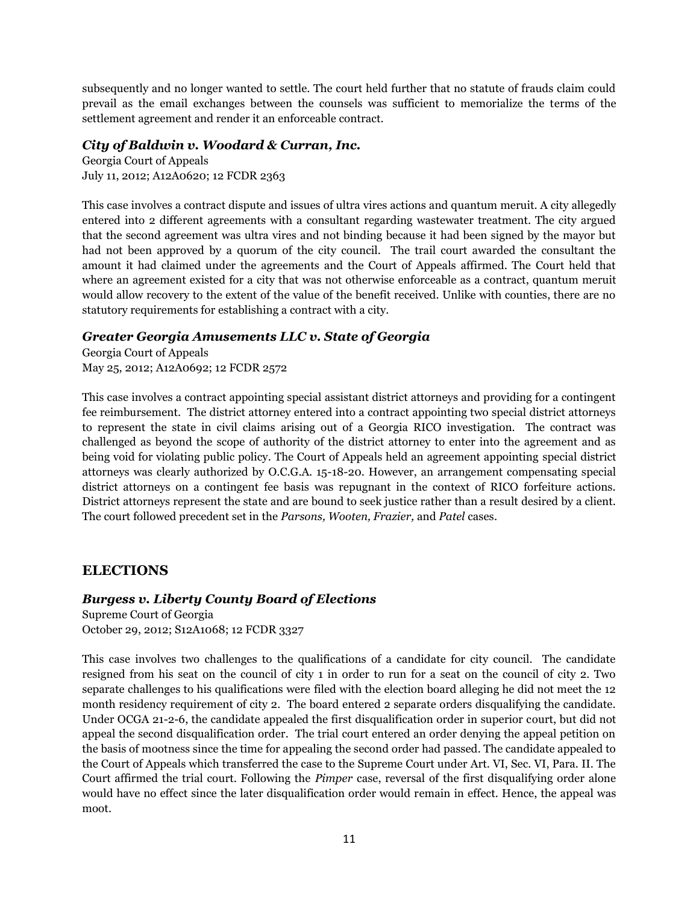subsequently and no longer wanted to settle. The court held further that no statute of frauds claim could prevail as the email exchanges between the counsels was sufficient to memorialize the terms of the settlement agreement and render it an enforceable contract.

### *City of Baldwin v. Woodard & Curran, Inc.*

Georgia Court of Appeals
July 11, 2012; A12A0620; 12 FCDR 2363

This case involves a contract dispute and issues of ultra vires actions and quantum meruit. A city allegedly entered into 2 different agreements with a consultant regarding wastewater treatment. The city argued that the second agreement was ultra vires and not binding because it had been signed by the mayor but had not been approved by a quorum of the city council. The trail court awarded the consultant the amount it had claimed under the agreements and the Court of Appeals affirmed. The Court held that where an agreement existed for a city that was not otherwise enforceable as a contract, quantum meruit would allow recovery to the extent of the value of the benefit received. Unlike with counties, there are no statutory requirements for establishing a contract with a city.

### *Greater Georgia Amusements LLC v. State of Georgia*

Georgia Court of Appeals
May 25, 2012; A12A0692; 12 FCDR 2572

This case involves a contract appointing special assistant district attorneys and providing for a contingent fee reimbursement. The district attorney entered into a contract appointing two special district attorneys to represent the state in civil claims arising out of a Georgia RICO investigation. The contract was challenged as beyond the scope of authority of the district attorney to enter into the agreement and as being void for violating public policy. The Court of Appeals held an agreement appointing special district attorneys was clearly authorized by O.C.G.A. 15-18-20. However, an arrangement compensating special district attorneys on a contingent fee basis was repugnant in the context of RICO forfeiture actions. District attorneys represent the state and are bound to seek justice rather than a result desired by a client. The court followed precedent set in the *Parsons, Wooten, Frazier,* and *Patel* cases.

## ELECTIONS

### *Burgess v. Liberty County Board of Elections*

Supreme Court of Georgia
October 29, 2012; S12A1068; 12 FCDR 3327

This case involves two challenges to the qualifications of a candidate for city council. The candidate resigned from his seat on the council of city 1 in order to run for a seat on the council of city 2. Two separate challenges to his qualifications were filed with the election board alleging he did not meet the 12 month residency requirement of city 2. The board entered 2 separate orders disqualifying the candidate. Under OCGA 21-2-6, the candidate appealed the first disqualification order in superior court, but did not appeal the second disqualification order. The trial court entered an order denying the appeal petition on the basis of mootness since the time for appealing the second order had passed. The candidate appealed to the Court of Appeals which transferred the case to the Supreme Court under Art. VI, Sec. VI, Para. II. The Court affirmed the trial court. Following the *Pimper* case, reversal of the first disqualifying order alone would have no effect since the later disqualification order would remain in effect. Hence, the appeal was moot.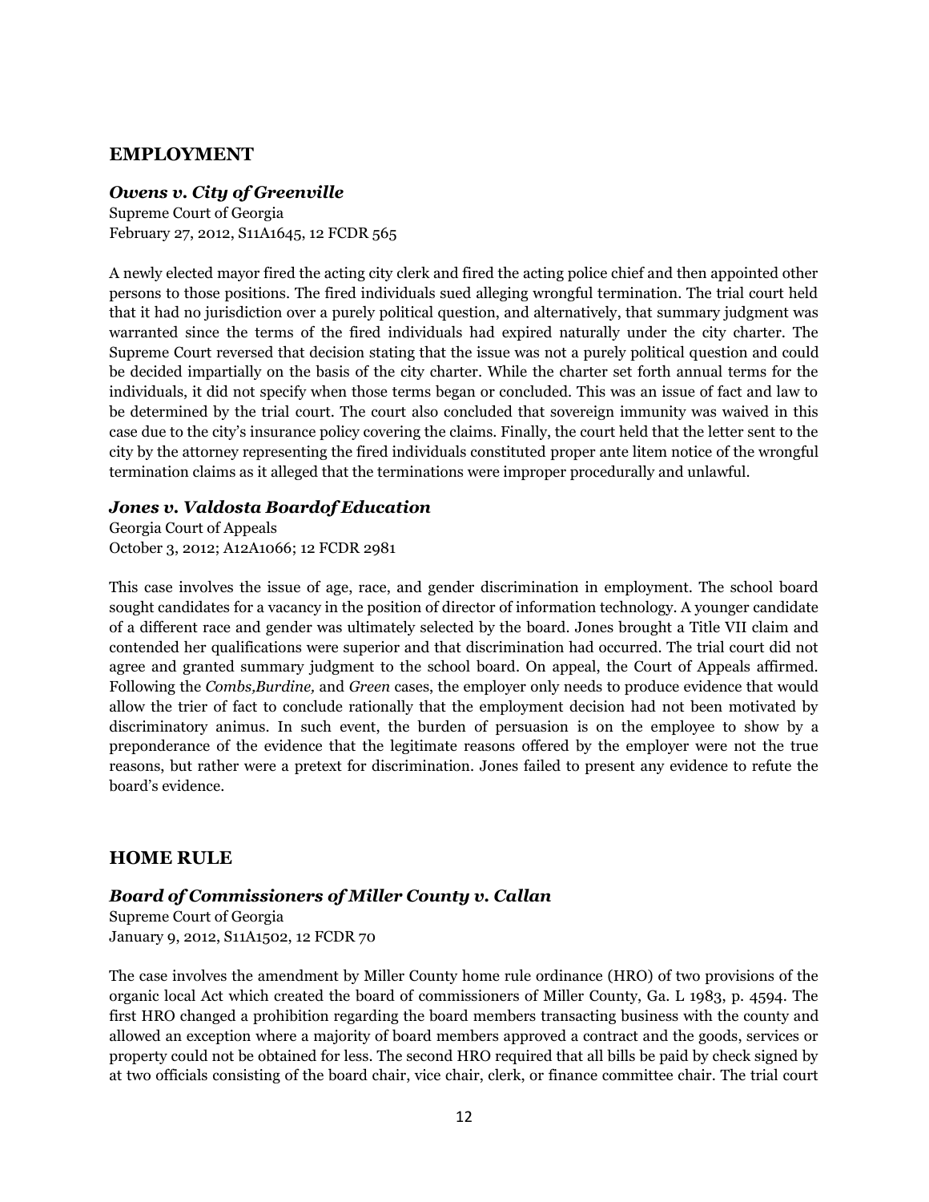## EMPLOYMENT

### *Owens v. City of Greenville*

Supreme Court of Georgia
February 27, 2012, S11A1645, 12 FCDR 565

A newly elected mayor fired the acting city clerk and fired the acting police chief and then appointed other persons to those positions. The fired individuals sued alleging wrongful termination. The trial court held that it had no jurisdiction over a purely political question, and alternatively, that summary judgment was warranted since the terms of the fired individuals had expired naturally under the city charter. The Supreme Court reversed that decision stating that the issue was not a purely political question and could be decided impartially on the basis of the city charter. While the charter set forth annual terms for the individuals, it did not specify when those terms began or concluded. This was an issue of fact and law to be determined by the trial court. The court also concluded that sovereign immunity was waived in this case due to the city's insurance policy covering the claims. Finally, the court held that the letter sent to the city by the attorney representing the fired individuals constituted proper ante litem notice of the wrongful termination claims as it alleged that the terminations were improper procedurally and unlawful.

### *Jones v. Valdosta Boardof Education*

Georgia Court of Appeals
October 3, 2012; A12A1066; 12 FCDR 2981

This case involves the issue of age, race, and gender discrimination in employment. The school board sought candidates for a vacancy in the position of director of information technology. A younger candidate of a different race and gender was ultimately selected by the board. Jones brought a Title VII claim and contended her qualifications were superior and that discrimination had occurred. The trial court did not agree and granted summary judgment to the school board. On appeal, the Court of Appeals affirmed. Following the *Combs,Burdine,* and *Green* cases, the employer only needs to produce evidence that would allow the trier of fact to conclude rationally that the employment decision had not been motivated by discriminatory animus. In such event, the burden of persuasion is on the employee to show by a preponderance of the evidence that the legitimate reasons offered by the employer were not the true reasons, but rather were a pretext for discrimination. Jones failed to present any evidence to refute the board's evidence.

## HOME RULE

### *Board of Commissioners of Miller County v. Callan*

Supreme Court of Georgia
January 9, 2012, S11A1502, 12 FCDR 70

The case involves the amendment by Miller County home rule ordinance (HRO) of two provisions of the organic local Act which created the board of commissioners of Miller County, Ga. L 1983, p. 4594. The first HRO changed a prohibition regarding the board members transacting business with the county and allowed an exception where a majority of board members approved a contract and the goods, services or property could not be obtained for less. The second HRO required that all bills be paid by check signed by at two officials consisting of the board chair, vice chair, clerk, or finance committee chair. The trial court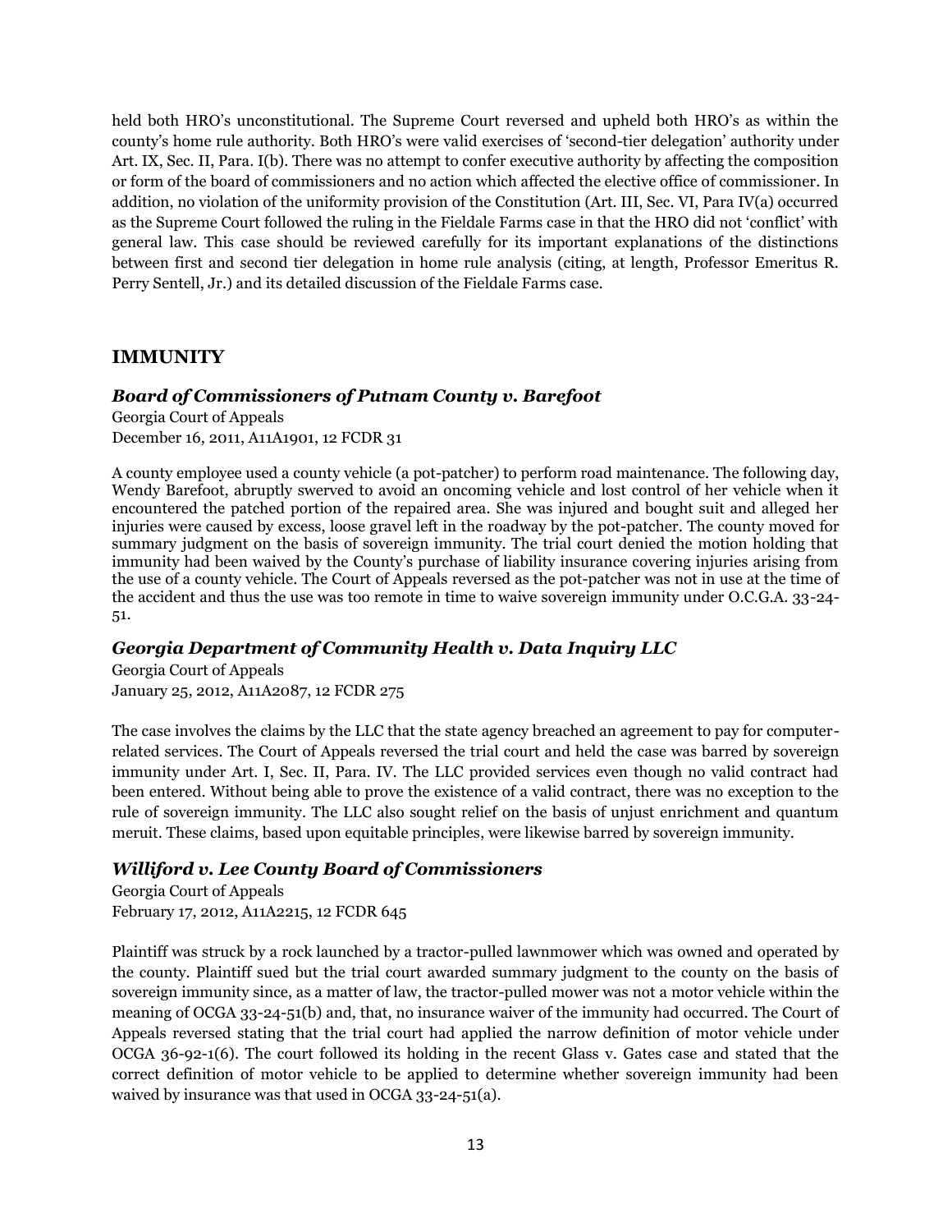held both HRO's unconstitutional. The Supreme Court reversed and upheld both HRO's as within the county's home rule authority. Both HRO's were valid exercises of 'second-tier delegation' authority under Art. IX, Sec. II, Para. I(b). There was no attempt to confer executive authority by affecting the composition or form of the board of commissioners and no action which affected the elective office of commissioner. In addition, no violation of the uniformity provision of the Constitution (Art. III, Sec. VI, Para IV(a) occurred as the Supreme Court followed the ruling in the Fieldale Farms case in that the HRO did not 'conflict' with general law. This case should be reviewed carefully for its important explanations of the distinctions between first and second tier delegation in home rule analysis (citing, at length, Professor Emeritus R. Perry Sentell, Jr.) and its detailed discussion of the Fieldale Farms case.

## IMMUNITY

### *Board of Commissioners of Putnam County v. Barefoot*

Georgia Court of Appeals
December 16, 2011, A11A1901, 12 FCDR 31

A county employee used a county vehicle (a pot-patcher) to perform road maintenance. The following day, Wendy Barefoot, abruptly swerved to avoid an oncoming vehicle and lost control of her vehicle when it encountered the patched portion of the repaired area. She was injured and bought suit and alleged her injuries were caused by excess, loose gravel left in the roadway by the pot-patcher. The county moved for summary judgment on the basis of sovereign immunity. The trial court denied the motion holding that immunity had been waived by the County's purchase of liability insurance covering injuries arising from the use of a county vehicle. The Court of Appeals reversed as the pot-patcher was not in use at the time of the accident and thus the use was too remote in time to waive sovereign immunity under O.C.G.A. 33-24-51.

### *Georgia Department of Community Health v. Data Inquiry LLC*

Georgia Court of Appeals
January 25, 2012, A11A2087, 12 FCDR 275

The case involves the claims by the LLC that the state agency breached an agreement to pay for computer-related services. The Court of Appeals reversed the trial court and held the case was barred by sovereign immunity under Art. I, Sec. II, Para. IV. The LLC provided services even though no valid contract had been entered. Without being able to prove the existence of a valid contract, there was no exception to the rule of sovereign immunity. The LLC also sought relief on the basis of unjust enrichment and quantum meruit. These claims, based upon equitable principles, were likewise barred by sovereign immunity.

### *Williford v. Lee County Board of Commissioners*

Georgia Court of Appeals
February 17, 2012, A11A2215, 12 FCDR 645

Plaintiff was struck by a rock launched by a tractor-pulled lawnmower which was owned and operated by the county. Plaintiff sued but the trial court awarded summary judgment to the county on the basis of sovereign immunity since, as a matter of law, the tractor-pulled mower was not a motor vehicle within the meaning of OCGA 33-24-51(b) and, that, no insurance waiver of the immunity had occurred. The Court of Appeals reversed stating that the trial court had applied the narrow definition of motor vehicle under OCGA 36-92-1(6). The court followed its holding in the recent Glass v. Gates case and stated that the correct definition of motor vehicle to be applied to determine whether sovereign immunity had been waived by insurance was that used in OCGA 33-24-51(a).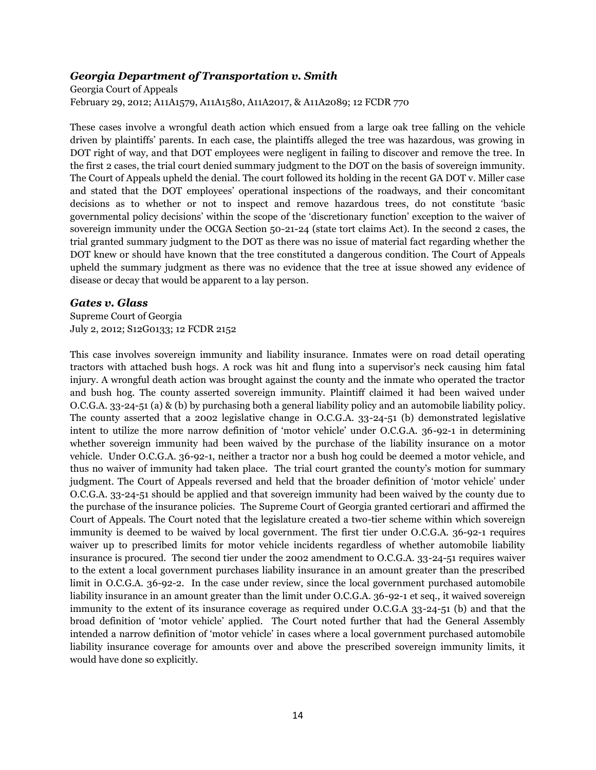### *Georgia Department of Transportation v. Smith*

Georgia Court of Appeals
February 29, 2012; A11A1579, A11A1580, A11A2017, & A11A2089; 12 FCDR 770

These cases involve a wrongful death action which ensued from a large oak tree falling on the vehicle driven by plaintiffs' parents. In each case, the plaintiffs alleged the tree was hazardous, was growing in DOT right of way, and that DOT employees were negligent in failing to discover and remove the tree. In the first 2 cases, the trial court denied summary judgment to the DOT on the basis of sovereign immunity. The Court of Appeals upheld the denial. The court followed its holding in the recent GA DOT v. Miller case and stated that the DOT employees' operational inspections of the roadways, and their concomitant decisions as to whether or not to inspect and remove hazardous trees, do not constitute 'basic governmental policy decisions' within the scope of the 'discretionary function' exception to the waiver of sovereign immunity under the OCGA Section 50-21-24 (state tort claims Act). In the second 2 cases, the trial granted summary judgment to the DOT as there was no issue of material fact regarding whether the DOT knew or should have known that the tree constituted a dangerous condition. The Court of Appeals upheld the summary judgment as there was no evidence that the tree at issue showed any evidence of disease or decay that would be apparent to a lay person.

### *Gates v. Glass*

Supreme Court of Georgia
July 2, 2012; S12G0133; 12 FCDR 2152

This case involves sovereign immunity and liability insurance. Inmates were on road detail operating tractors with attached bush hogs. A rock was hit and flung into a supervisor's neck causing him fatal injury. A wrongful death action was brought against the county and the inmate who operated the tractor and bush hog. The county asserted sovereign immunity. Plaintiff claimed it had been waived under O.C.G.A. 33-24-51 (a) & (b) by purchasing both a general liability policy and an automobile liability policy. The county asserted that a 2002 legislative change in O.C.G.A. 33-24-51 (b) demonstrated legislative intent to utilize the more narrow definition of 'motor vehicle' under O.C.G.A. 36-92-1 in determining whether sovereign immunity had been waived by the purchase of the liability insurance on a motor vehicle. Under O.C.G.A. 36-92-1, neither a tractor nor a bush hog could be deemed a motor vehicle, and thus no waiver of immunity had taken place. The trial court granted the county's motion for summary judgment. The Court of Appeals reversed and held that the broader definition of 'motor vehicle' under O.C.G.A. 33-24-51 should be applied and that sovereign immunity had been waived by the county due to the purchase of the insurance policies. The Supreme Court of Georgia granted certiorari and affirmed the Court of Appeals. The Court noted that the legislature created a two-tier scheme within which sovereign immunity is deemed to be waived by local government. The first tier under O.C.G.A. 36-92-1 requires waiver up to prescribed limits for motor vehicle incidents regardless of whether automobile liability insurance is procured. The second tier under the 2002 amendment to O.C.G.A. 33-24-51 requires waiver to the extent a local government purchases liability insurance in an amount greater than the prescribed limit in O.C.G.A. 36-92-2. In the case under review, since the local government purchased automobile liability insurance in an amount greater than the limit under O.C.G.A. 36-92-1 et seq., it waived sovereign immunity to the extent of its insurance coverage as required under O.C.G.A 33-24-51 (b) and that the broad definition of 'motor vehicle' applied. The Court noted further that had the General Assembly intended a narrow definition of 'motor vehicle' in cases where a local government purchased automobile liability insurance coverage for amounts over and above the prescribed sovereign immunity limits, it would have done so explicitly.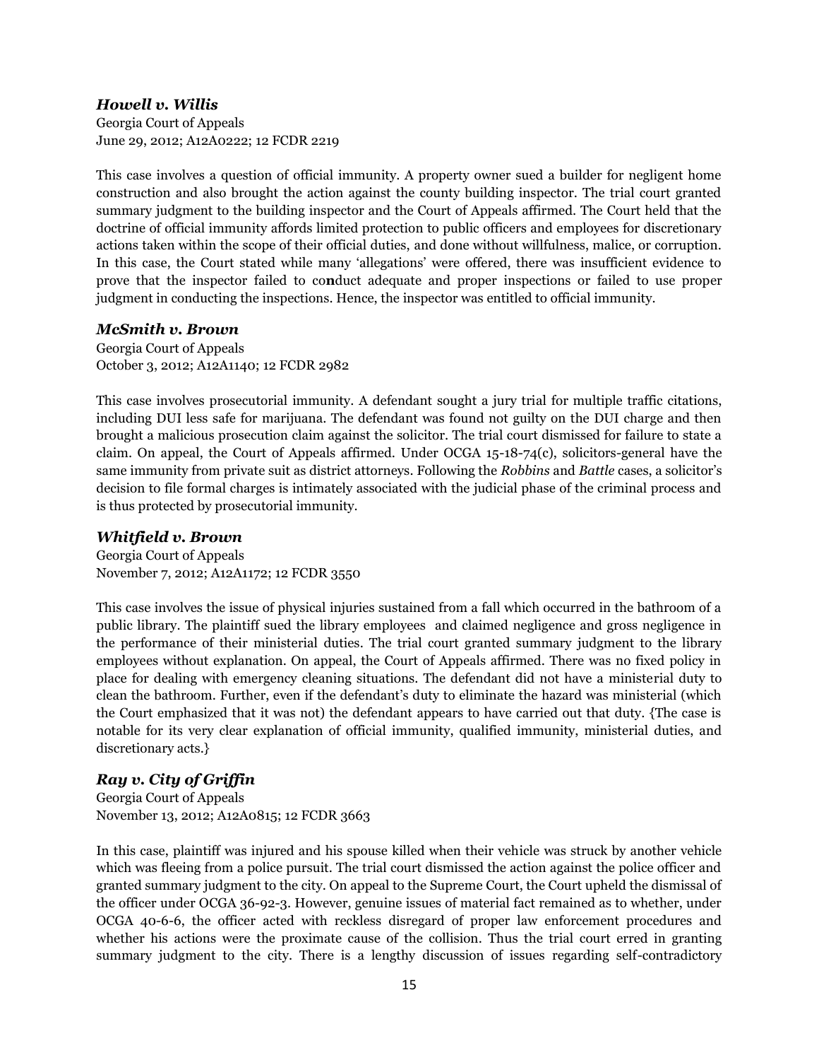### *Howell v. Willis*

Georgia Court of Appeals
June 29, 2012; A12A0222; 12 FCDR 2219

This case involves a question of official immunity. A property owner sued a builder for negligent home construction and also brought the action against the county building inspector. The trial court granted summary judgment to the building inspector and the Court of Appeals affirmed. The Court held that the doctrine of official immunity affords limited protection to public officers and employees for discretionary actions taken within the scope of their official duties, and done without willfulness, malice, or corruption. In this case, the Court stated while many 'allegations' were offered, there was insufficient evidence to prove that the inspector failed to conduct adequate and proper inspections or failed to use proper judgment in conducting the inspections. Hence, the inspector was entitled to official immunity.

### *McSmith v. Brown*

Georgia Court of Appeals
October 3, 2012; A12A1140; 12 FCDR 2982

This case involves prosecutorial immunity. A defendant sought a jury trial for multiple traffic citations, including DUI less safe for marijuana. The defendant was found not guilty on the DUI charge and then brought a malicious prosecution claim against the solicitor. The trial court dismissed for failure to state a claim. On appeal, the Court of Appeals affirmed. Under OCGA 15-18-74(c), solicitors-general have the same immunity from private suit as district attorneys. Following the *Robbins* and *Battle* cases, a solicitor's decision to file formal charges is intimately associated with the judicial phase of the criminal process and is thus protected by prosecutorial immunity.

### *Whitfield v. Brown*

Georgia Court of Appeals
November 7, 2012; A12A1172; 12 FCDR 3550

This case involves the issue of physical injuries sustained from a fall which occurred in the bathroom of a public library. The plaintiff sued the library employees and claimed negligence and gross negligence in the performance of their ministerial duties. The trial court granted summary judgment to the library employees without explanation. On appeal, the Court of Appeals affirmed. There was no fixed policy in place for dealing with emergency cleaning situations. The defendant did not have a ministerial duty to clean the bathroom. Further, even if the defendant's duty to eliminate the hazard was ministerial (which the Court emphasized that it was not) the defendant appears to have carried out that duty. {The case is notable for its very clear explanation of official immunity, qualified immunity, ministerial duties, and discretionary acts.}

### *Ray v. City of Griffin*

Georgia Court of Appeals
November 13, 2012; A12A0815; 12 FCDR 3663

In this case, plaintiff was injured and his spouse killed when their vehicle was struck by another vehicle which was fleeing from a police pursuit. The trial court dismissed the action against the police officer and granted summary judgment to the city. On appeal to the Supreme Court, the Court upheld the dismissal of the officer under OCGA 36-92-3. However, genuine issues of material fact remained as to whether, under OCGA 40-6-6, the officer acted with reckless disregard of proper law enforcement procedures and whether his actions were the proximate cause of the collision. Thus the trial court erred in granting summary judgment to the city. There is a lengthy discussion of issues regarding self-contradictory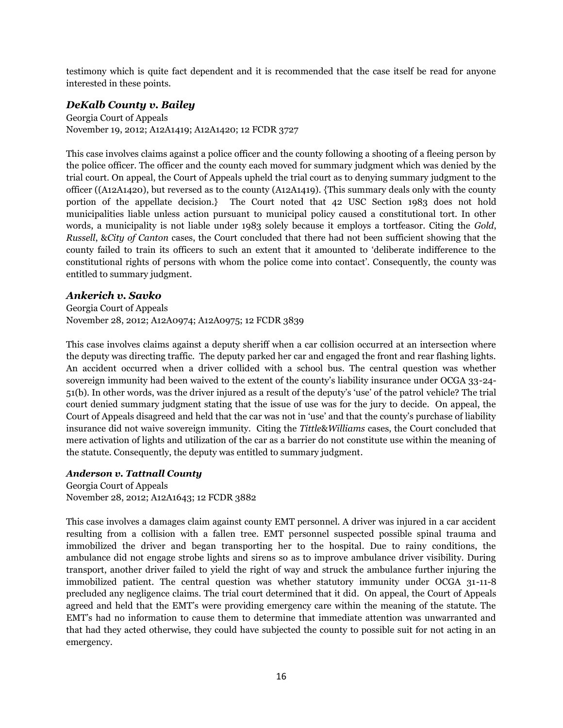testimony which is quite fact dependent and it is recommended that the case itself be read for anyone interested in these points.

### *DeKalb County v. Bailey*

Georgia Court of Appeals
November 19, 2012; A12A1419; A12A1420; 12 FCDR 3727

This case involves claims against a police officer and the county following a shooting of a fleeing person by the police officer. The officer and the county each moved for summary judgment which was denied by the trial court. On appeal, the Court of Appeals upheld the trial court as to denying summary judgment to the officer ((A12A1420), but reversed as to the county (A12A1419). {This summary deals only with the county portion of the appellate decision.} The Court noted that 42 USC Section 1983 does not hold municipalities liable unless action pursuant to municipal policy caused a constitutional tort. In other words, a municipality is not liable under 1983 solely because it employs a tortfeasor. Citing the *Gold*, *Russell*, &*City of Canton* cases, the Court concluded that there had not been sufficient showing that the county failed to train its officers to such an extent that it amounted to 'deliberate indifference to the constitutional rights of persons with whom the police come into contact'. Consequently, the county was entitled to summary judgment.

### *Ankerich v. Savko*

Georgia Court of Appeals
November 28, 2012; A12A0974; A12A0975; 12 FCDR 3839

This case involves claims against a deputy sheriff when a car collision occurred at an intersection where the deputy was directing traffic. The deputy parked her car and engaged the front and rear flashing lights. An accident occurred when a driver collided with a school bus. The central question was whether sovereign immunity had been waived to the extent of the county's liability insurance under OCGA 33-24-51(b). In other words, was the driver injured as a result of the deputy's 'use' of the patrol vehicle? The trial court denied summary judgment stating that the issue of use was for the jury to decide. On appeal, the Court of Appeals disagreed and held that the car was not in 'use' and that the county's purchase of liability insurance did not waive sovereign immunity. Citing the *Tittle*&*Williams* cases, the Court concluded that mere activation of lights and utilization of the car as a barrier do not constitute use within the meaning of the statute. Consequently, the deputy was entitled to summary judgment.

### *Anderson v. Tattnall County*

Georgia Court of Appeals
November 28, 2012; A12A1643; 12 FCDR 3882

This case involves a damages claim against county EMT personnel. A driver was injured in a car accident resulting from a collision with a fallen tree. EMT personnel suspected possible spinal trauma and immobilized the driver and began transporting her to the hospital. Due to rainy conditions, the ambulance did not engage strobe lights and sirens so as to improve ambulance driver visibility. During transport, another driver failed to yield the right of way and struck the ambulance further injuring the immobilized patient. The central question was whether statutory immunity under OCGA 31-11-8 precluded any negligence claims. The trial court determined that it did. On appeal, the Court of Appeals agreed and held that the EMT's were providing emergency care within the meaning of the statute. The EMT's had no information to cause them to determine that immediate attention was unwarranted and that had they acted otherwise, they could have subjected the county to possible suit for not acting in an emergency.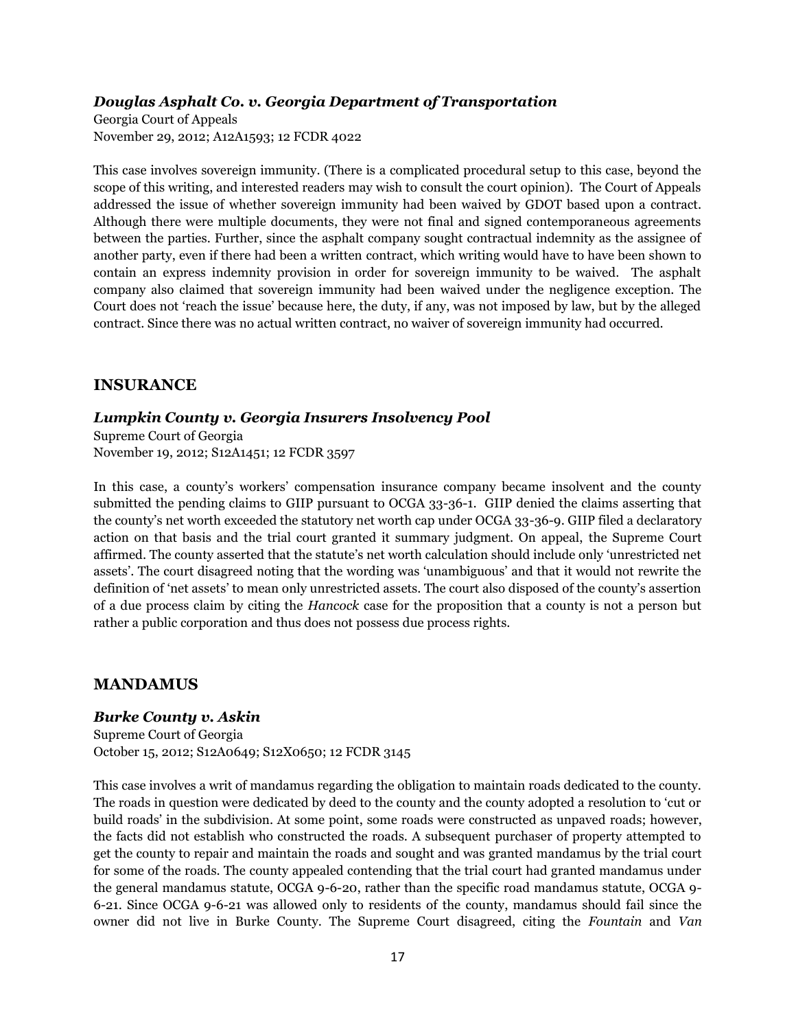### *Douglas Asphalt Co. v. Georgia Department of Transportation*

Georgia Court of Appeals
November 29, 2012; A12A1593; 12 FCDR 4022

This case involves sovereign immunity. (There is a complicated procedural setup to this case, beyond the scope of this writing, and interested readers may wish to consult the court opinion). The Court of Appeals addressed the issue of whether sovereign immunity had been waived by GDOT based upon a contract. Although there were multiple documents, they were not final and signed contemporaneous agreements between the parties. Further, since the asphalt company sought contractual indemnity as the assignee of another party, even if there had been a written contract, which writing would have to have been shown to contain an express indemnity provision in order for sovereign immunity to be waived. The asphalt company also claimed that sovereign immunity had been waived under the negligence exception. The Court does not 'reach the issue' because here, the duty, if any, was not imposed by law, but by the alleged contract. Since there was no actual written contract, no waiver of sovereign immunity had occurred.

## INSURANCE

### *Lumpkin County v. Georgia Insurers Insolvency Pool*

Supreme Court of Georgia
November 19, 2012; S12A1451; 12 FCDR 3597

In this case, a county's workers' compensation insurance company became insolvent and the county submitted the pending claims to GIIP pursuant to OCGA 33-36-1. GIIP denied the claims asserting that the county's net worth exceeded the statutory net worth cap under OCGA 33-36-9. GIIP filed a declaratory action on that basis and the trial court granted it summary judgment. On appeal, the Supreme Court affirmed. The county asserted that the statute's net worth calculation should include only 'unrestricted net assets'. The court disagreed noting that the wording was 'unambiguous' and that it would not rewrite the definition of 'net assets' to mean only unrestricted assets. The court also disposed of the county's assertion of a due process claim by citing the *Hancock* case for the proposition that a county is not a person but rather a public corporation and thus does not possess due process rights.

## MANDAMUS

### *Burke County v. Askin*

Supreme Court of Georgia
October 15, 2012; S12A0649; S12X0650; 12 FCDR 3145

This case involves a writ of mandamus regarding the obligation to maintain roads dedicated to the county. The roads in question were dedicated by deed to the county and the county adopted a resolution to 'cut or build roads' in the subdivision. At some point, some roads were constructed as unpaved roads; however, the facts did not establish who constructed the roads. A subsequent purchaser of property attempted to get the county to repair and maintain the roads and sought and was granted mandamus by the trial court for some of the roads. The county appealed contending that the trial court had granted mandamus under the general mandamus statute, OCGA 9-6-20, rather than the specific road mandamus statute, OCGA 9-6-21. Since OCGA 9-6-21 was allowed only to residents of the county, mandamus should fail since the owner did not live in Burke County. The Supreme Court disagreed, citing the *Fountain* and *Van*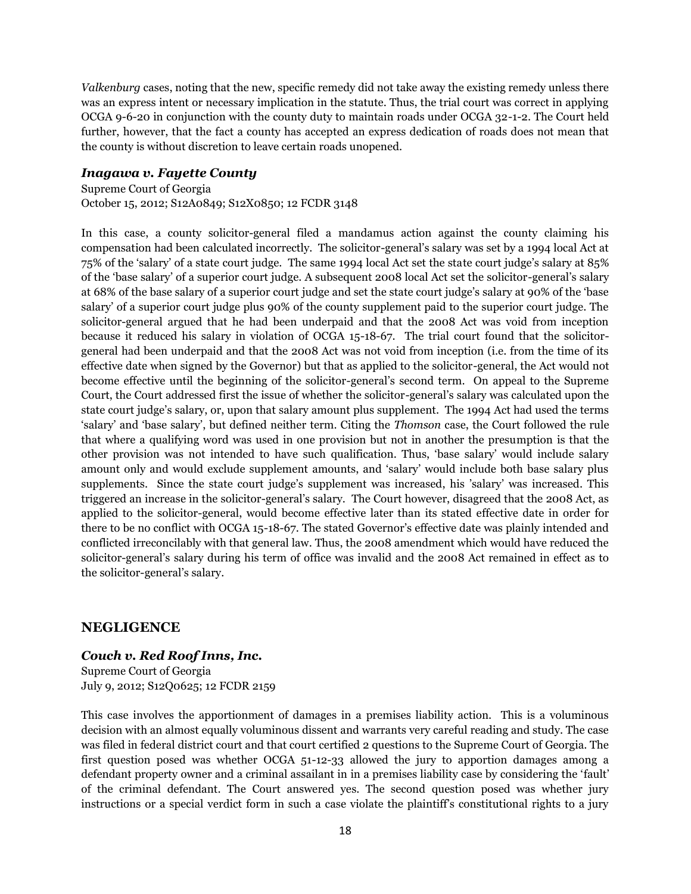*Valkenburg* cases, noting that the new, specific remedy did not take away the existing remedy unless there was an express intent or necessary implication in the statute. Thus, the trial court was correct in applying OCGA 9-6-20 in conjunction with the county duty to maintain roads under OCGA 32-1-2. The Court held further, however, that the fact a county has accepted an express dedication of roads does not mean that the county is without discretion to leave certain roads unopened.

### *Inagawa v. Fayette County*

Supreme Court of Georgia
October 15, 2012; S12A0849; S12X0850; 12 FCDR 3148

In this case, a county solicitor-general filed a mandamus action against the county claiming his compensation had been calculated incorrectly. The solicitor-general's salary was set by a 1994 local Act at 75% of the 'salary' of a state court judge. The same 1994 local Act set the state court judge's salary at 85% of the 'base salary' of a superior court judge. A subsequent 2008 local Act set the solicitor-general's salary at 68% of the base salary of a superior court judge and set the state court judge's salary at 90% of the 'base salary' of a superior court judge plus 90% of the county supplement paid to the superior court judge. The solicitor-general argued that he had been underpaid and that the 2008 Act was void from inception because it reduced his salary in violation of OCGA 15-18-67. The trial court found that the solicitor-general had been underpaid and that the 2008 Act was not void from inception (i.e. from the time of its effective date when signed by the Governor) but that as applied to the solicitor-general, the Act would not become effective until the beginning of the solicitor-general's second term. On appeal to the Supreme Court, the Court addressed first the issue of whether the solicitor-general's salary was calculated upon the state court judge's salary, or, upon that salary amount plus supplement. The 1994 Act had used the terms 'salary' and 'base salary', but defined neither term. Citing the *Thomson* case, the Court followed the rule that where a qualifying word was used in one provision but not in another the presumption is that the other provision was not intended to have such qualification. Thus, 'base salary' would include salary amount only and would exclude supplement amounts, and 'salary' would include both base salary plus supplements. Since the state court judge's supplement was increased, his 'salary' was increased. This triggered an increase in the solicitor-general's salary. The Court however, disagreed that the 2008 Act, as applied to the solicitor-general, would become effective later than its stated effective date in order for there to be no conflict with OCGA 15-18-67. The stated Governor's effective date was plainly intended and conflicted irreconcilably with that general law. Thus, the 2008 amendment which would have reduced the solicitor-general's salary during his term of office was invalid and the 2008 Act remained in effect as to the solicitor-general's salary.

## NEGLIGENCE

### *Couch v. Red Roof Inns, Inc.*

Supreme Court of Georgia
July 9, 2012; S12Q0625; 12 FCDR 2159

This case involves the apportionment of damages in a premises liability action. This is a voluminous decision with an almost equally voluminous dissent and warrants very careful reading and study. The case was filed in federal district court and that court certified 2 questions to the Supreme Court of Georgia. The first question posed was whether OCGA 51-12-33 allowed the jury to apportion damages among a defendant property owner and a criminal assailant in in a premises liability case by considering the 'fault' of the criminal defendant. The Court answered yes. The second question posed was whether jury instructions or a special verdict form in such a case violate the plaintiff's constitutional rights to a jury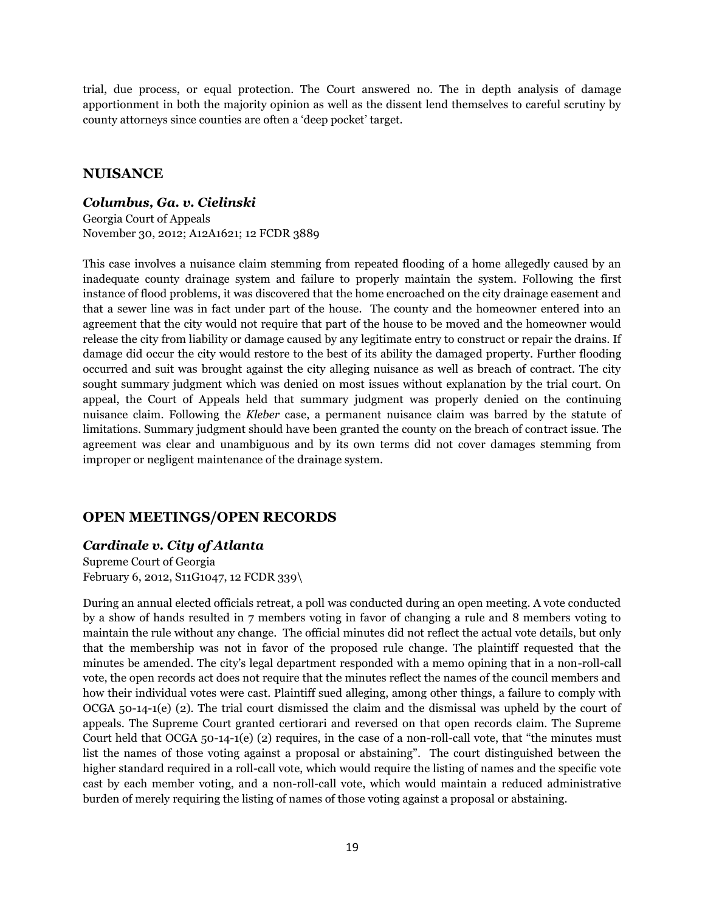trial, due process, or equal protection. The Court answered no. The in depth analysis of damage apportionment in both the majority opinion as well as the dissent lend themselves to careful scrutiny by county attorneys since counties are often a 'deep pocket' target.

## NUISANCE

### *Columbus, Ga. v. Cielinski*

Georgia Court of Appeals
November 30, 2012; A12A1621; 12 FCDR 3889

This case involves a nuisance claim stemming from repeated flooding of a home allegedly caused by an inadequate county drainage system and failure to properly maintain the system. Following the first instance of flood problems, it was discovered that the home encroached on the city drainage easement and that a sewer line was in fact under part of the house. The county and the homeowner entered into an agreement that the city would not require that part of the house to be moved and the homeowner would release the city from liability or damage caused by any legitimate entry to construct or repair the drains. If damage did occur the city would restore to the best of its ability the damaged property. Further flooding occurred and suit was brought against the city alleging nuisance as well as breach of contract. The city sought summary judgment which was denied on most issues without explanation by the trial court. On appeal, the Court of Appeals held that summary judgment was properly denied on the continuing nuisance claim. Following the *Kleber* case, a permanent nuisance claim was barred by the statute of limitations. Summary judgment should have been granted the county on the breach of contract issue. The agreement was clear and unambiguous and by its own terms did not cover damages stemming from improper or negligent maintenance of the drainage system.

## OPEN MEETINGS/OPEN RECORDS

### *Cardinale v. City of Atlanta*

Supreme Court of Georgia
February 6, 2012, S11G1047, 12 FCDR 339\

During an annual elected officials retreat, a poll was conducted during an open meeting. A vote conducted by a show of hands resulted in 7 members voting in favor of changing a rule and 8 members voting to maintain the rule without any change. The official minutes did not reflect the actual vote details, but only that the membership was not in favor of the proposed rule change. The plaintiff requested that the minutes be amended. The city's legal department responded with a memo opining that in a non-roll-call vote, the open records act does not require that the minutes reflect the names of the council members and how their individual votes were cast. Plaintiff sued alleging, among other things, a failure to comply with OCGA 50-14-1(e) (2). The trial court dismissed the claim and the dismissal was upheld by the court of appeals. The Supreme Court granted certiorari and reversed on that open records claim. The Supreme Court held that OCGA 50-14-1(e) (2) requires, in the case of a non-roll-call vote, that "the minutes must list the names of those voting against a proposal or abstaining". The court distinguished between the higher standard required in a roll-call vote, which would require the listing of names and the specific vote cast by each member voting, and a non-roll-call vote, which would maintain a reduced administrative burden of merely requiring the listing of names of those voting against a proposal or abstaining.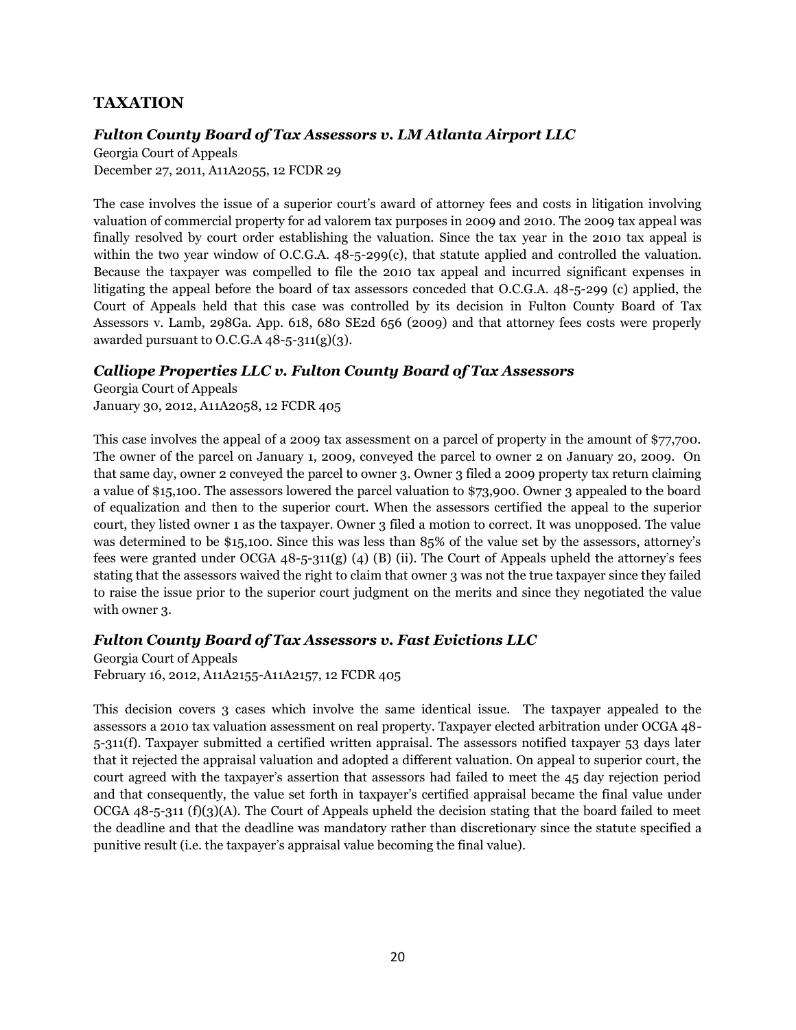## TAXATION

### *Fulton County Board of Tax Assessors v. LM Atlanta Airport LLC*

Georgia Court of Appeals
December 27, 2011, A11A2055, 12 FCDR 29

The case involves the issue of a superior court's award of attorney fees and costs in litigation involving valuation of commercial property for ad valorem tax purposes in 2009 and 2010. The 2009 tax appeal was finally resolved by court order establishing the valuation. Since the tax year in the 2010 tax appeal is within the two year window of O.C.G.A. 48-5-299(c), that statute applied and controlled the valuation. Because the taxpayer was compelled to file the 2010 tax appeal and incurred significant expenses in litigating the appeal before the board of tax assessors conceded that O.C.G.A. 48-5-299 (c) applied, the Court of Appeals held that this case was controlled by its decision in Fulton County Board of Tax Assessors v. Lamb, 298Ga. App. 618, 680 SE2d 656 (2009) and that attorney fees costs were properly awarded pursuant to O.C.G.A 48-5-311(g)(3).

### *Calliope Properties LLC v. Fulton County Board of Tax Assessors*

Georgia Court of Appeals
January 30, 2012, A11A2058, 12 FCDR 405

This case involves the appeal of a 2009 tax assessment on a parcel of property in the amount of $77,700. The owner of the parcel on January 1, 2009, conveyed the parcel to owner 2 on January 20, 2009. On that same day, owner 2 conveyed the parcel to owner 3. Owner 3 filed a 2009 property tax return claiming a value of $15,100. The assessors lowered the parcel valuation to $73,900. Owner 3 appealed to the board of equalization and then to the superior court. When the assessors certified the appeal to the superior court, they listed owner 1 as the taxpayer. Owner 3 filed a motion to correct. It was unopposed. The value was determined to be $15,100. Since this was less than 85% of the value set by the assessors, attorney's fees were granted under OCGA 48-5-311(g) (4) (B) (ii). The Court of Appeals upheld the attorney's fees stating that the assessors waived the right to claim that owner 3 was not the true taxpayer since they failed to raise the issue prior to the superior court judgment on the merits and since they negotiated the value with owner 3.

### *Fulton County Board of Tax Assessors v. Fast Evictions LLC*

Georgia Court of Appeals
February 16, 2012, A11A2155-A11A2157, 12 FCDR 405

This decision covers 3 cases which involve the same identical issue. The taxpayer appealed to the assessors a 2010 tax valuation assessment on real property. Taxpayer elected arbitration under OCGA 48-5-311(f). Taxpayer submitted a certified written appraisal. The assessors notified taxpayer 53 days later that it rejected the appraisal valuation and adopted a different valuation. On appeal to superior court, the court agreed with the taxpayer's assertion that assessors had failed to meet the 45 day rejection period and that consequently, the value set forth in taxpayer's certified appraisal became the final value under OCGA 48-5-311 (f)(3)(A). The Court of Appeals upheld the decision stating that the board failed to meet the deadline and that the deadline was mandatory rather than discretionary since the statute specified a punitive result (i.e. the taxpayer's appraisal value becoming the final value).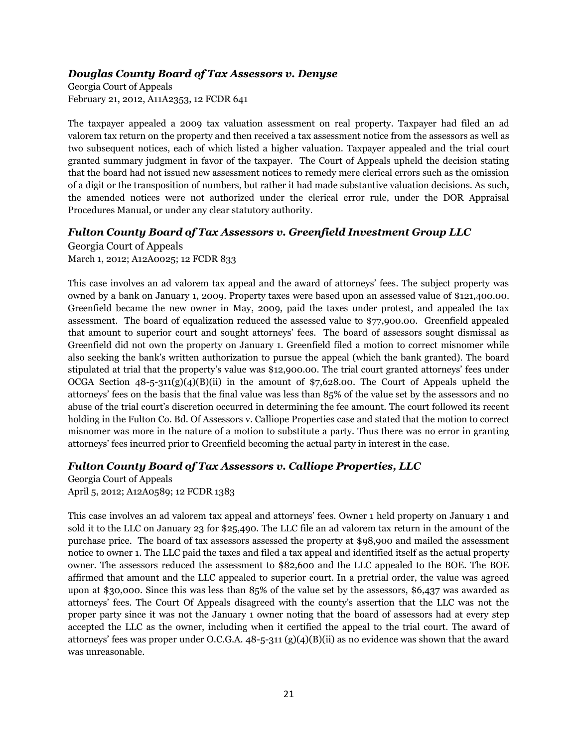### *Douglas County Board of Tax Assessors v. Denyse*

Georgia Court of Appeals
February 21, 2012, A11A2353, 12 FCDR 641

The taxpayer appealed a 2009 tax valuation assessment on real property. Taxpayer had filed an ad valorem tax return on the property and then received a tax assessment notice from the assessors as well as two subsequent notices, each of which listed a higher valuation. Taxpayer appealed and the trial court granted summary judgment in favor of the taxpayer. The Court of Appeals upheld the decision stating that the board had not issued new assessment notices to remedy mere clerical errors such as the omission of a digit or the transposition of numbers, but rather it had made substantive valuation decisions. As such, the amended notices were not authorized under the clerical error rule, under the DOR Appraisal Procedures Manual, or under any clear statutory authority.

### *Fulton County Board of Tax Assessors v. Greenfield Investment Group LLC*

Georgia Court of Appeals
March 1, 2012; A12A0025; 12 FCDR 833

This case involves an ad valorem tax appeal and the award of attorneys' fees. The subject property was owned by a bank on January 1, 2009. Property taxes were based upon an assessed value of $121,400.00. Greenfield became the new owner in May, 2009, paid the taxes under protest, and appealed the tax assessment. The board of equalization reduced the assessed value to $77,900.00. Greenfield appealed that amount to superior court and sought attorneys' fees. The board of assessors sought dismissal as Greenfield did not own the property on January 1. Greenfield filed a motion to correct misnomer while also seeking the bank's written authorization to pursue the appeal (which the bank granted). The board stipulated at trial that the property's value was $12,900.00. The trial court granted attorneys' fees under OCGA Section 48-5-311(g)(4)(B)(ii) in the amount of $7,628.00. The Court of Appeals upheld the attorneys' fees on the basis that the final value was less than 85% of the value set by the assessors and no abuse of the trial court's discretion occurred in determining the fee amount. The court followed its recent holding in the Fulton Co. Bd. Of Assessors v. Calliope Properties case and stated that the motion to correct misnomer was more in the nature of a motion to substitute a party. Thus there was no error in granting attorneys' fees incurred prior to Greenfield becoming the actual party in interest in the case.

### *Fulton County Board of Tax Assessors v. Calliope Properties, LLC*

Georgia Court of Appeals
April 5, 2012; A12A0589; 12 FCDR 1383

This case involves an ad valorem tax appeal and attorneys' fees. Owner 1 held property on January 1 and sold it to the LLC on January 23 for $25,490. The LLC file an ad valorem tax return in the amount of the purchase price. The board of tax assessors assessed the property at $98,900 and mailed the assessment notice to owner 1. The LLC paid the taxes and filed a tax appeal and identified itself as the actual property owner. The assessors reduced the assessment to $82,600 and the LLC appealed to the BOE. The BOE affirmed that amount and the LLC appealed to superior court. In a pretrial order, the value was agreed upon at $30,000. Since this was less than 85% of the value set by the assessors, $6,437 was awarded as attorneys' fees. The Court Of Appeals disagreed with the county's assertion that the LLC was not the proper party since it was not the January 1 owner noting that the board of assessors had at every step accepted the LLC as the owner, including when it certified the appeal to the trial court. The award of attorneys' fees was proper under O.C.G.A. 48-5-311 (g)(4)(B)(ii) as no evidence was shown that the award was unreasonable.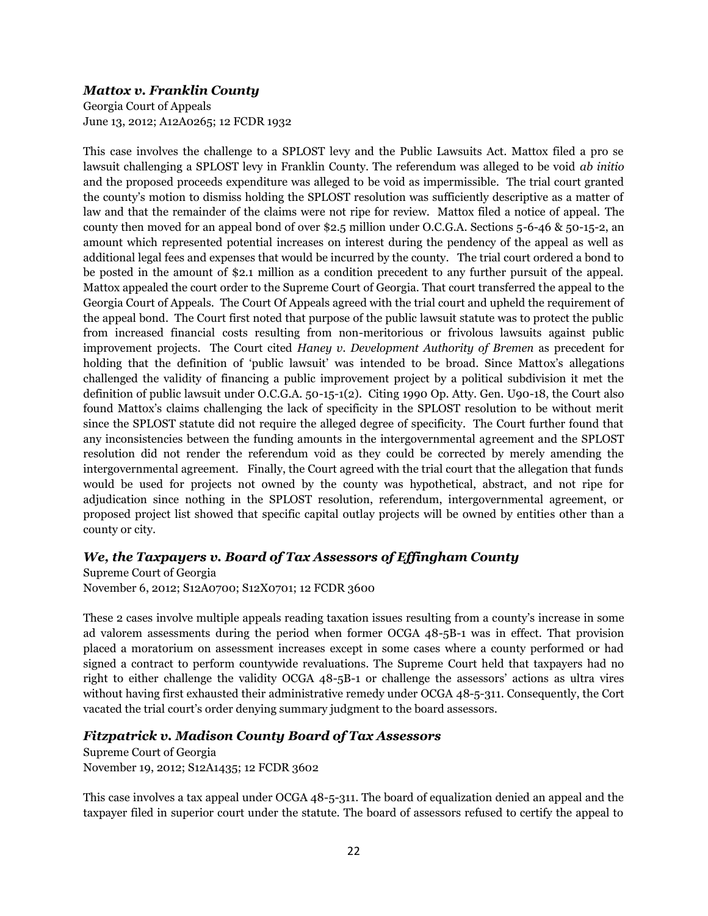### *Mattox v. Franklin County*

Georgia Court of Appeals
June 13, 2012; A12A0265; 12 FCDR 1932

This case involves the challenge to a SPLOST levy and the Public Lawsuits Act. Mattox filed a pro se lawsuit challenging a SPLOST levy in Franklin County. The referendum was alleged to be void *ab initio* and the proposed proceeds expenditure was alleged to be void as impermissible. The trial court granted the county's motion to dismiss holding the SPLOST resolution was sufficiently descriptive as a matter of law and that the remainder of the claims were not ripe for review. Mattox filed a notice of appeal. The county then moved for an appeal bond of over $2.5 million under O.C.G.A. Sections 5-6-46 & 50-15-2, an amount which represented potential increases on interest during the pendency of the appeal as well as additional legal fees and expenses that would be incurred by the county. The trial court ordered a bond to be posted in the amount of $2.1 million as a condition precedent to any further pursuit of the appeal. Mattox appealed the court order to the Supreme Court of Georgia. That court transferred the appeal to the Georgia Court of Appeals. The Court Of Appeals agreed with the trial court and upheld the requirement of the appeal bond. The Court first noted that purpose of the public lawsuit statute was to protect the public from increased financial costs resulting from non-meritorious or frivolous lawsuits against public improvement projects. The Court cited *Haney v. Development Authority of Bremen* as precedent for holding that the definition of 'public lawsuit' was intended to be broad. Since Mattox's allegations challenged the validity of financing a public improvement project by a political subdivision it met the definition of public lawsuit under O.C.G.A. 50-15-1(2). Citing 1990 Op. Atty. Gen. U90-18, the Court also found Mattox's claims challenging the lack of specificity in the SPLOST resolution to be without merit since the SPLOST statute did not require the alleged degree of specificity. The Court further found that any inconsistencies between the funding amounts in the intergovernmental agreement and the SPLOST resolution did not render the referendum void as they could be corrected by merely amending the intergovernmental agreement. Finally, the Court agreed with the trial court that the allegation that funds would be used for projects not owned by the county was hypothetical, abstract, and not ripe for adjudication since nothing in the SPLOST resolution, referendum, intergovernmental agreement, or proposed project list showed that specific capital outlay projects will be owned by entities other than a county or city.

### *We, the Taxpayers v. Board of Tax Assessors of Effingham County*

Supreme Court of Georgia
November 6, 2012; S12A0700; S12X0701; 12 FCDR 3600

These 2 cases involve multiple appeals reading taxation issues resulting from a county's increase in some ad valorem assessments during the period when former OCGA 48-5B-1 was in effect. That provision placed a moratorium on assessment increases except in some cases where a county performed or had signed a contract to perform countywide revaluations. The Supreme Court held that taxpayers had no right to either challenge the validity OCGA 48-5B-1 or challenge the assessors' actions as ultra vires without having first exhausted their administrative remedy under OCGA 48-5-311. Consequently, the Cort vacated the trial court's order denying summary judgment to the board assessors.

### *Fitzpatrick v. Madison County Board of Tax Assessors*

Supreme Court of Georgia
November 19, 2012; S12A1435; 12 FCDR 3602

This case involves a tax appeal under OCGA 48-5-311. The board of equalization denied an appeal and the taxpayer filed in superior court under the statute. The board of assessors refused to certify the appeal to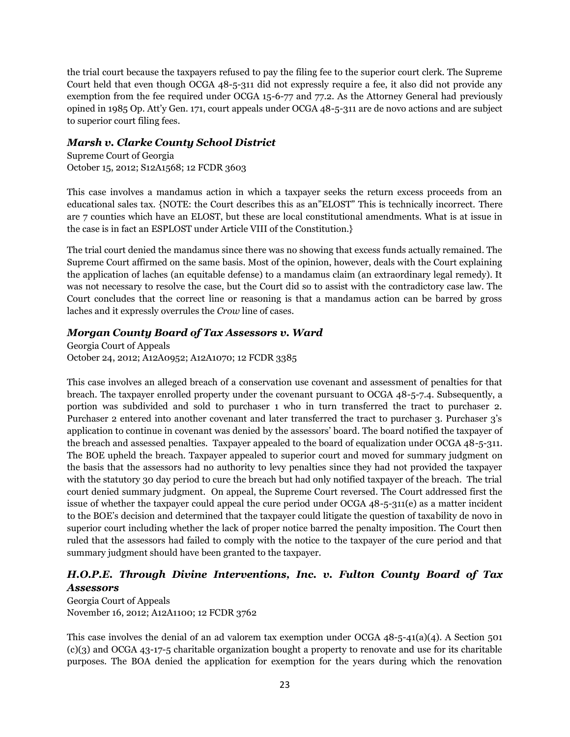the trial court because the taxpayers refused to pay the filing fee to the superior court clerk. The Supreme Court held that even though OCGA 48-5-311 did not expressly require a fee, it also did not provide any exemption from the fee required under OCGA 15-6-77 and 77.2. As the Attorney General had previously opined in 1985 Op. Att'y Gen. 171, court appeals under OCGA 48-5-311 are de novo actions and are subject to superior court filing fees.

### *Marsh v. Clarke County School District*

Supreme Court of Georgia
October 15, 2012; S12A1568; 12 FCDR 3603

This case involves a mandamus action in which a taxpayer seeks the return excess proceeds from an educational sales tax. {NOTE: the Court describes this as an"ELOST" This is technically incorrect. There are 7 counties which have an ELOST, but these are local constitutional amendments. What is at issue in the case is in fact an ESPLOST under Article VIII of the Constitution.}

The trial court denied the mandamus since there was no showing that excess funds actually remained. The Supreme Court affirmed on the same basis. Most of the opinion, however, deals with the Court explaining the application of laches (an equitable defense) to a mandamus claim (an extraordinary legal remedy). It was not necessary to resolve the case, but the Court did so to assist with the contradictory case law. The Court concludes that the correct line or reasoning is that a mandamus action can be barred by gross laches and it expressly overrules the *Crow* line of cases.

### *Morgan County Board of Tax Assessors v. Ward*

Georgia Court of Appeals
October 24, 2012; A12A0952; A12A1070; 12 FCDR 3385

This case involves an alleged breach of a conservation use covenant and assessment of penalties for that breach. The taxpayer enrolled property under the covenant pursuant to OCGA 48-5-7.4. Subsequently, a portion was subdivided and sold to purchaser 1 who in turn transferred the tract to purchaser 2. Purchaser 2 entered into another covenant and later transferred the tract to purchaser 3. Purchaser 3's application to continue in covenant was denied by the assessors' board. The board notified the taxpayer of the breach and assessed penalties. Taxpayer appealed to the board of equalization under OCGA 48-5-311. The BOE upheld the breach. Taxpayer appealed to superior court and moved for summary judgment on the basis that the assessors had no authority to levy penalties since they had not provided the taxpayer with the statutory 30 day period to cure the breach but had only notified taxpayer of the breach. The trial court denied summary judgment. On appeal, the Supreme Court reversed. The Court addressed first the issue of whether the taxpayer could appeal the cure period under OCGA 48-5-311(e) as a matter incident to the BOE's decision and determined that the taxpayer could litigate the question of taxability de novo in superior court including whether the lack of proper notice barred the penalty imposition. The Court then ruled that the assessors had failed to comply with the notice to the taxpayer of the cure period and that summary judgment should have been granted to the taxpayer.

### *H.O.P.E. Through Divine Interventions, Inc. v. Fulton County Board of Tax Assessors*

Georgia Court of Appeals
November 16, 2012; A12A1100; 12 FCDR 3762

This case involves the denial of an ad valorem tax exemption under OCGA 48-5-41(a)(4). A Section 501 (c)(3) and OCGA 43-17-5 charitable organization bought a property to renovate and use for its charitable purposes. The BOA denied the application for exemption for the years during which the renovation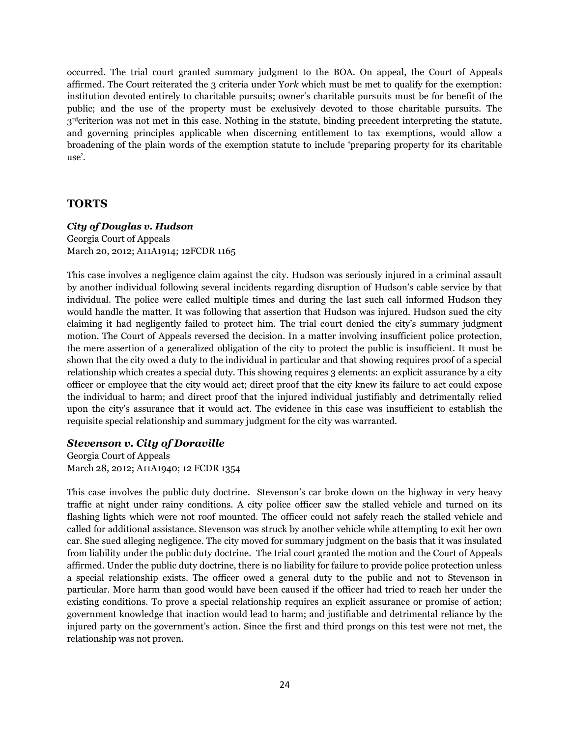occurred. The trial court granted summary judgment to the BOA. On appeal, the Court of Appeals affirmed. The Court reiterated the 3 criteria under *York* which must be met to qualify for the exemption: institution devoted entirely to charitable pursuits; owner's charitable pursuits must be for benefit of the public; and the use of the property must be exclusively devoted to those charitable pursuits. The 3rd criterion was not met in this case. Nothing in the statute, binding precedent interpreting the statute, and governing principles applicable when discerning entitlement to tax exemptions, would allow a broadening of the plain words of the exemption statute to include 'preparing property for its charitable use'.

## TORTS

### *City of Douglas v. Hudson*

Georgia Court of Appeals
March 20, 2012; A11A1914; 12FCDR 1165

This case involves a negligence claim against the city. Hudson was seriously injured in a criminal assault by another individual following several incidents regarding disruption of Hudson's cable service by that individual. The police were called multiple times and during the last such call informed Hudson they would handle the matter. It was following that assertion that Hudson was injured. Hudson sued the city claiming it had negligently failed to protect him. The trial court denied the city's summary judgment motion. The Court of Appeals reversed the decision. In a matter involving insufficient police protection, the mere assertion of a generalized obligation of the city to protect the public is insufficient. It must be shown that the city owed a duty to the individual in particular and that showing requires proof of a special relationship which creates a special duty. This showing requires 3 elements: an explicit assurance by a city officer or employee that the city would act; direct proof that the city knew its failure to act could expose the individual to harm; and direct proof that the injured individual justifiably and detrimentally relied upon the city's assurance that it would act. The evidence in this case was insufficient to establish the requisite special relationship and summary judgment for the city was warranted.

### *Stevenson v. City of Doraville*

Georgia Court of Appeals
March 28, 2012; A11A1940; 12 FCDR 1354

This case involves the public duty doctrine. Stevenson's car broke down on the highway in very heavy traffic at night under rainy conditions. A city police officer saw the stalled vehicle and turned on its flashing lights which were not roof mounted. The officer could not safely reach the stalled vehicle and called for additional assistance. Stevenson was struck by another vehicle while attempting to exit her own car. She sued alleging negligence. The city moved for summary judgment on the basis that it was insulated from liability under the public duty doctrine. The trial court granted the motion and the Court of Appeals affirmed. Under the public duty doctrine, there is no liability for failure to provide police protection unless a special relationship exists. The officer owed a general duty to the public and not to Stevenson in particular. More harm than good would have been caused if the officer had tried to reach her under the existing conditions. To prove a special relationship requires an explicit assurance or promise of action; government knowledge that inaction would lead to harm; and justifiable and detrimental reliance by the injured party on the government's action. Since the first and third prongs on this test were not met, the relationship was not proven.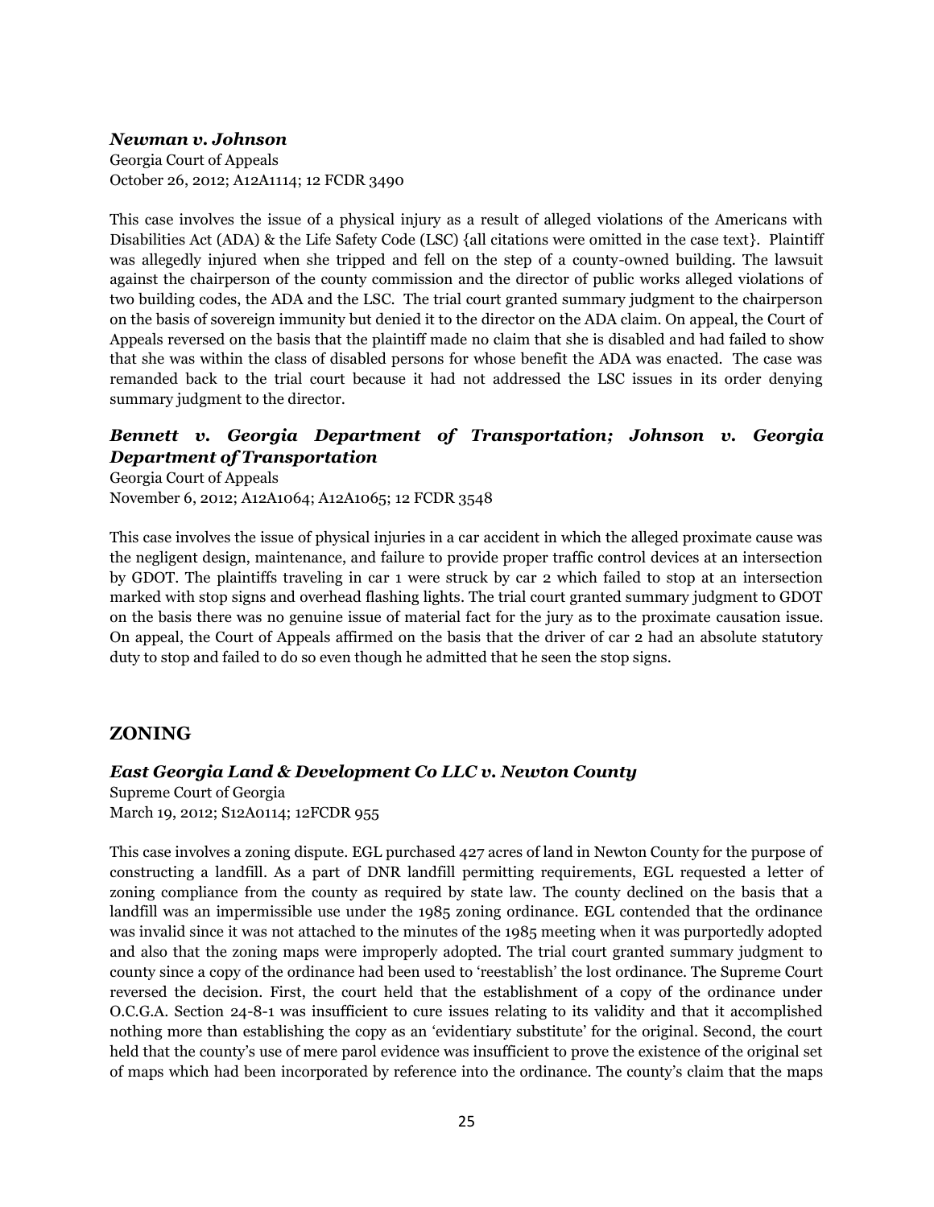### *Newman v. Johnson*

Georgia Court of Appeals
October 26, 2012; A12A1114; 12 FCDR 3490

This case involves the issue of a physical injury as a result of alleged violations of the Americans with Disabilities Act (ADA) & the Life Safety Code (LSC) {all citations were omitted in the case text}. Plaintiff was allegedly injured when she tripped and fell on the step of a county-owned building. The lawsuit against the chairperson of the county commission and the director of public works alleged violations of two building codes, the ADA and the LSC. The trial court granted summary judgment to the chairperson on the basis of sovereign immunity but denied it to the director on the ADA claim. On appeal, the Court of Appeals reversed on the basis that the plaintiff made no claim that she is disabled and had failed to show that she was within the class of disabled persons for whose benefit the ADA was enacted. The case was remanded back to the trial court because it had not addressed the LSC issues in its order denying summary judgment to the director.

### *Bennett v. Georgia Department of Transportation; Johnson v. Georgia Department of Transportation*

Georgia Court of Appeals
November 6, 2012; A12A1064; A12A1065; 12 FCDR 3548

This case involves the issue of physical injuries in a car accident in which the alleged proximate cause was the negligent design, maintenance, and failure to provide proper traffic control devices at an intersection by GDOT. The plaintiffs traveling in car 1 were struck by car 2 which failed to stop at an intersection marked with stop signs and overhead flashing lights. The trial court granted summary judgment to GDOT on the basis there was no genuine issue of material fact for the jury as to the proximate causation issue. On appeal, the Court of Appeals affirmed on the basis that the driver of car 2 had an absolute statutory duty to stop and failed to do so even though he admitted that he seen the stop signs.

## ZONING

### *East Georgia Land & Development Co LLC v. Newton County*

Supreme Court of Georgia
March 19, 2012; S12A0114; 12FCDR 955

This case involves a zoning dispute. EGL purchased 427 acres of land in Newton County for the purpose of constructing a landfill. As a part of DNR landfill permitting requirements, EGL requested a letter of zoning compliance from the county as required by state law. The county declined on the basis that a landfill was an impermissible use under the 1985 zoning ordinance. EGL contended that the ordinance was invalid since it was not attached to the minutes of the 1985 meeting when it was purportedly adopted and also that the zoning maps were improperly adopted. The trial court granted summary judgment to county since a copy of the ordinance had been used to 'reestablish' the lost ordinance. The Supreme Court reversed the decision. First, the court held that the establishment of a copy of the ordinance under O.C.G.A. Section 24-8-1 was insufficient to cure issues relating to its validity and that it accomplished nothing more than establishing the copy as an 'evidentiary substitute' for the original. Second, the court held that the county's use of mere parol evidence was insufficient to prove the existence of the original set of maps which had been incorporated by reference into the ordinance. The county's claim that the maps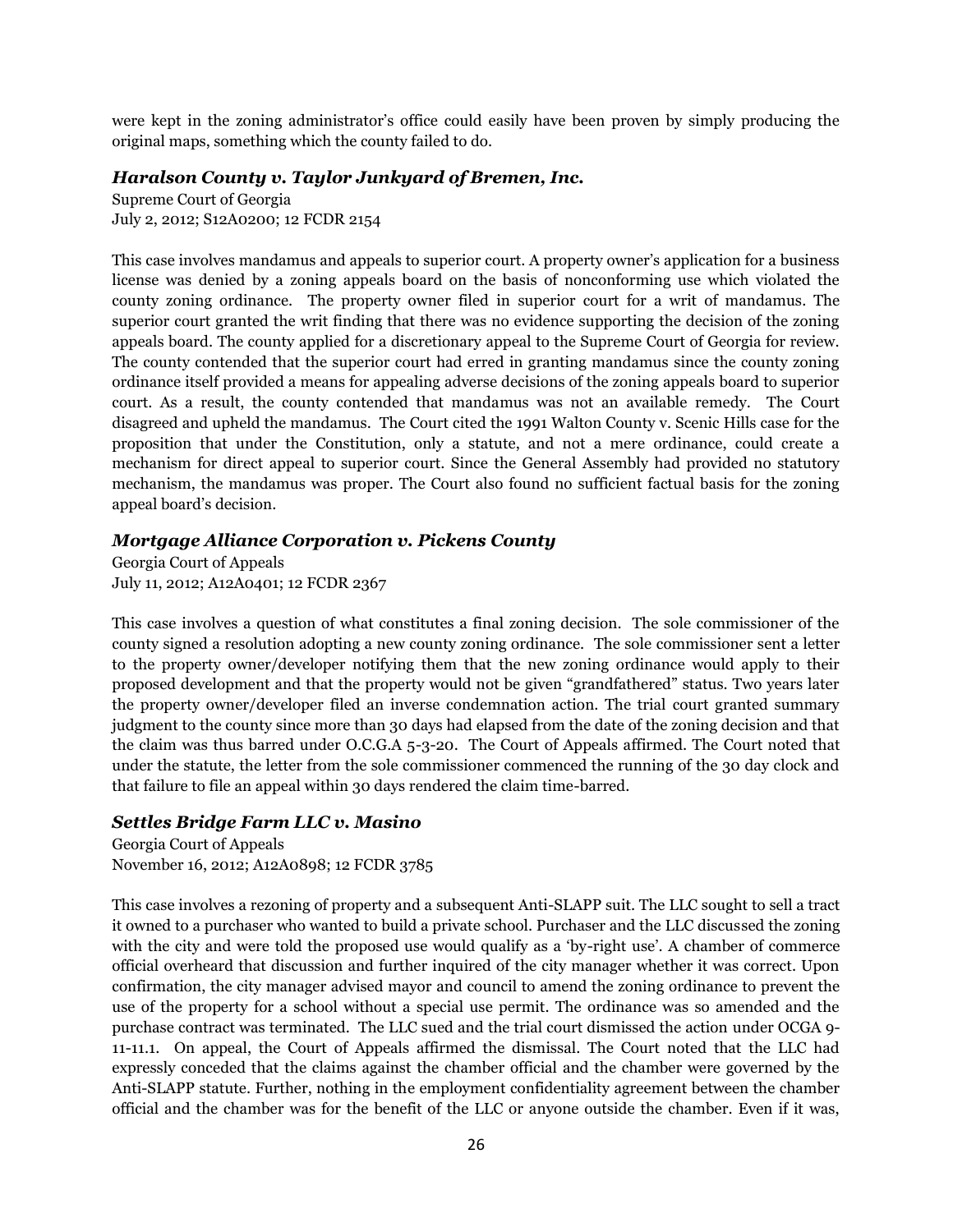were kept in the zoning administrator's office could easily have been proven by simply producing the original maps, something which the county failed to do.

### *Haralson County v. Taylor Junkyard of Bremen, Inc.*

Supreme Court of Georgia
July 2, 2012; S12A0200; 12 FCDR 2154

This case involves mandamus and appeals to superior court. A property owner's application for a business license was denied by a zoning appeals board on the basis of nonconforming use which violated the county zoning ordinance. The property owner filed in superior court for a writ of mandamus. The superior court granted the writ finding that there was no evidence supporting the decision of the zoning appeals board. The county applied for a discretionary appeal to the Supreme Court of Georgia for review. The county contended that the superior court had erred in granting mandamus since the county zoning ordinance itself provided a means for appealing adverse decisions of the zoning appeals board to superior court. As a result, the county contended that mandamus was not an available remedy. The Court disagreed and upheld the mandamus. The Court cited the 1991 Walton County v. Scenic Hills case for the proposition that under the Constitution, only a statute, and not a mere ordinance, could create a mechanism for direct appeal to superior court. Since the General Assembly had provided no statutory mechanism, the mandamus was proper. The Court also found no sufficient factual basis for the zoning appeal board's decision.

### *Mortgage Alliance Corporation v. Pickens County*

Georgia Court of Appeals
July 11, 2012; A12A0401; 12 FCDR 2367

This case involves a question of what constitutes a final zoning decision. The sole commissioner of the county signed a resolution adopting a new county zoning ordinance. The sole commissioner sent a letter to the property owner/developer notifying them that the new zoning ordinance would apply to their proposed development and that the property would not be given "grandfathered" status. Two years later the property owner/developer filed an inverse condemnation action. The trial court granted summary judgment to the county since more than 30 days had elapsed from the date of the zoning decision and that the claim was thus barred under O.C.G.A 5-3-20. The Court of Appeals affirmed. The Court noted that under the statute, the letter from the sole commissioner commenced the running of the 30 day clock and that failure to file an appeal within 30 days rendered the claim time-barred.

### *Settles Bridge Farm LLC v. Masino*

Georgia Court of Appeals
November 16, 2012; A12A0898; 12 FCDR 3785

This case involves a rezoning of property and a subsequent Anti-SLAPP suit. The LLC sought to sell a tract it owned to a purchaser who wanted to build a private school. Purchaser and the LLC discussed the zoning with the city and were told the proposed use would qualify as a 'by-right use'. A chamber of commerce official overheard that discussion and further inquired of the city manager whether it was correct. Upon confirmation, the city manager advised mayor and council to amend the zoning ordinance to prevent the use of the property for a school without a special use permit. The ordinance was so amended and the purchase contract was terminated. The LLC sued and the trial court dismissed the action under OCGA 9-11-11.1. On appeal, the Court of Appeals affirmed the dismissal. The Court noted that the LLC had expressly conceded that the claims against the chamber official and the chamber were governed by the Anti-SLAPP statute. Further, nothing in the employment confidentiality agreement between the chamber official and the chamber was for the benefit of the LLC or anyone outside the chamber. Even if it was,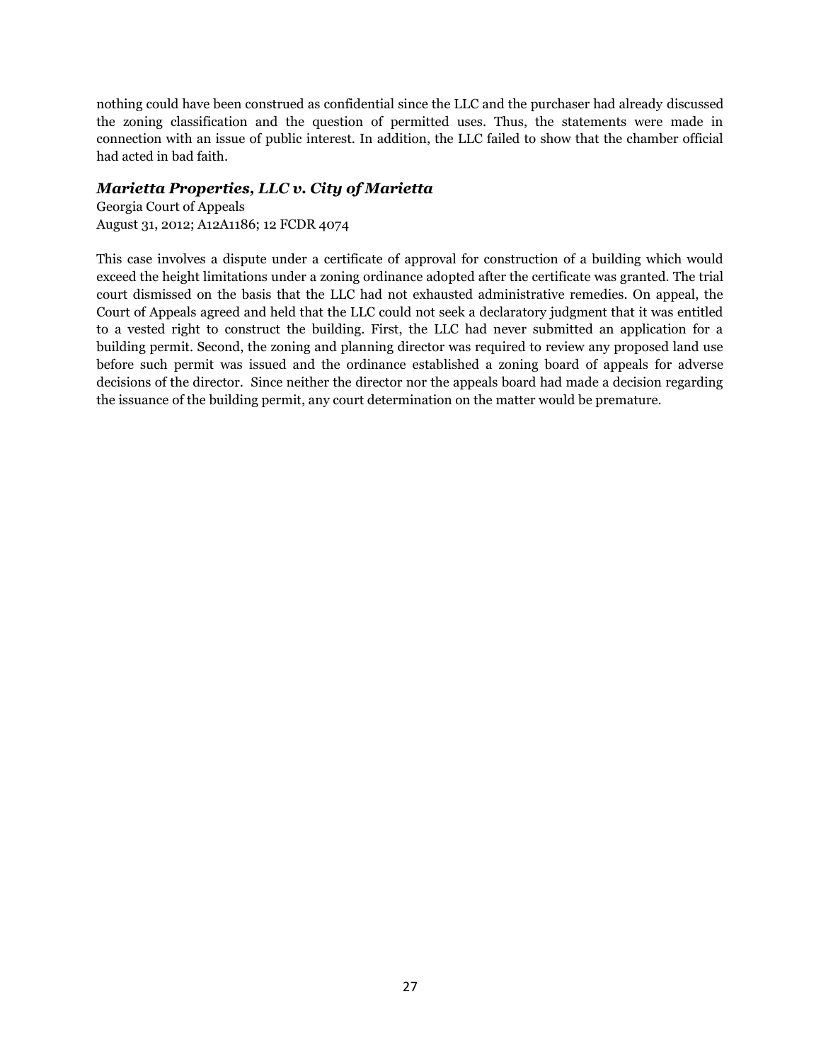nothing could have been construed as confidential since the LLC and the purchaser had already discussed the zoning classification and the question of permitted uses. Thus, the statements were made in connection with an issue of public interest. In addition, the LLC failed to show that the chamber official had acted in bad faith.

### *Marietta Properties, LLC v. City of Marietta*

Georgia Court of Appeals
August 31, 2012; A12A1186; 12 FCDR 4074

This case involves a dispute under a certificate of approval for construction of a building which would exceed the height limitations under a zoning ordinance adopted after the certificate was granted. The trial court dismissed on the basis that the LLC had not exhausted administrative remedies. On appeal, the Court of Appeals agreed and held that the LLC could not seek a declaratory judgment that it was entitled to a vested right to construct the building. First, the LLC had never submitted an application for a building permit. Second, the zoning and planning director was required to review any proposed land use before such permit was issued and the ordinance established a zoning board of appeals for adverse decisions of the director. Since neither the director nor the appeals board had made a decision regarding the issuance of the building permit, any court determination on the matter would be premature.